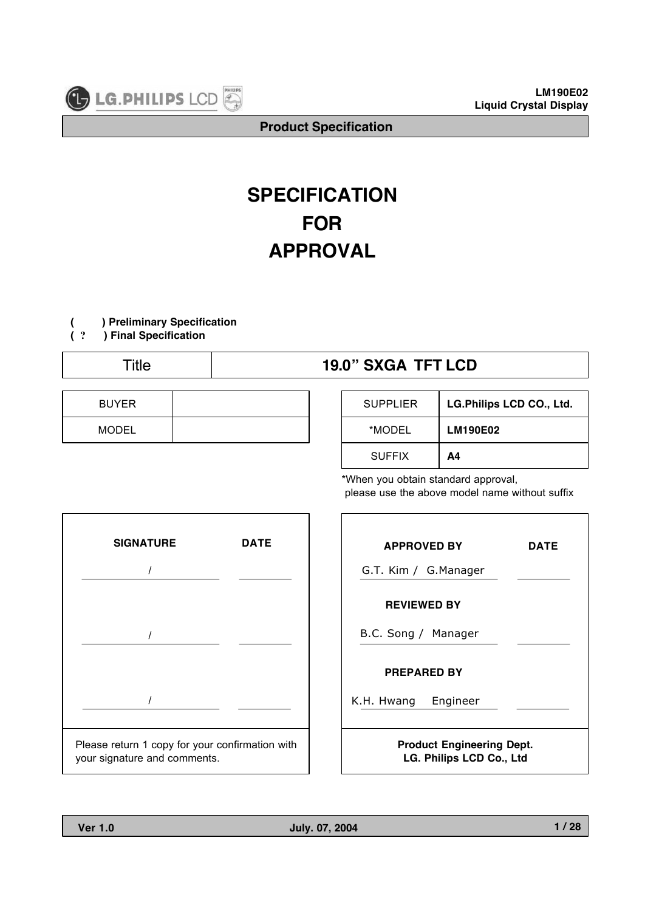# SPECIFICATION FOR APPROVAL

( ) Preliminary Specification
( ? ) Final Specification

| Title | 19.0" SXGA TFT LCD |
|---|---|

| BUYER | |
|---|---|
| MODEL | |

| SUPPLIER | LG.Philips LCD CO., Ltd. |
|---|---|
| *MODEL | LM190E02 |
| SUFFIX | A4 |

*When you obtain standard approval, please use the above model name without suffix

| SIGNATURE | DATE |
|---|---|
| / | |
| / | |
| / | |

Please return 1 copy for your confirmation with your signature and comments.

| APPROVED BY | DATE |
|---|---|
| G.T. Kim / G.Manager | |
| **REVIEWED BY** | |
| B.C. Song / Manager | |
| **PREPARED BY** | |
| K.H. Hwang Engineer | |

**Product Engineering Dept.**
**LG. Philips LCD Co., Ltd**

Ver 1.0 July. 07, 2004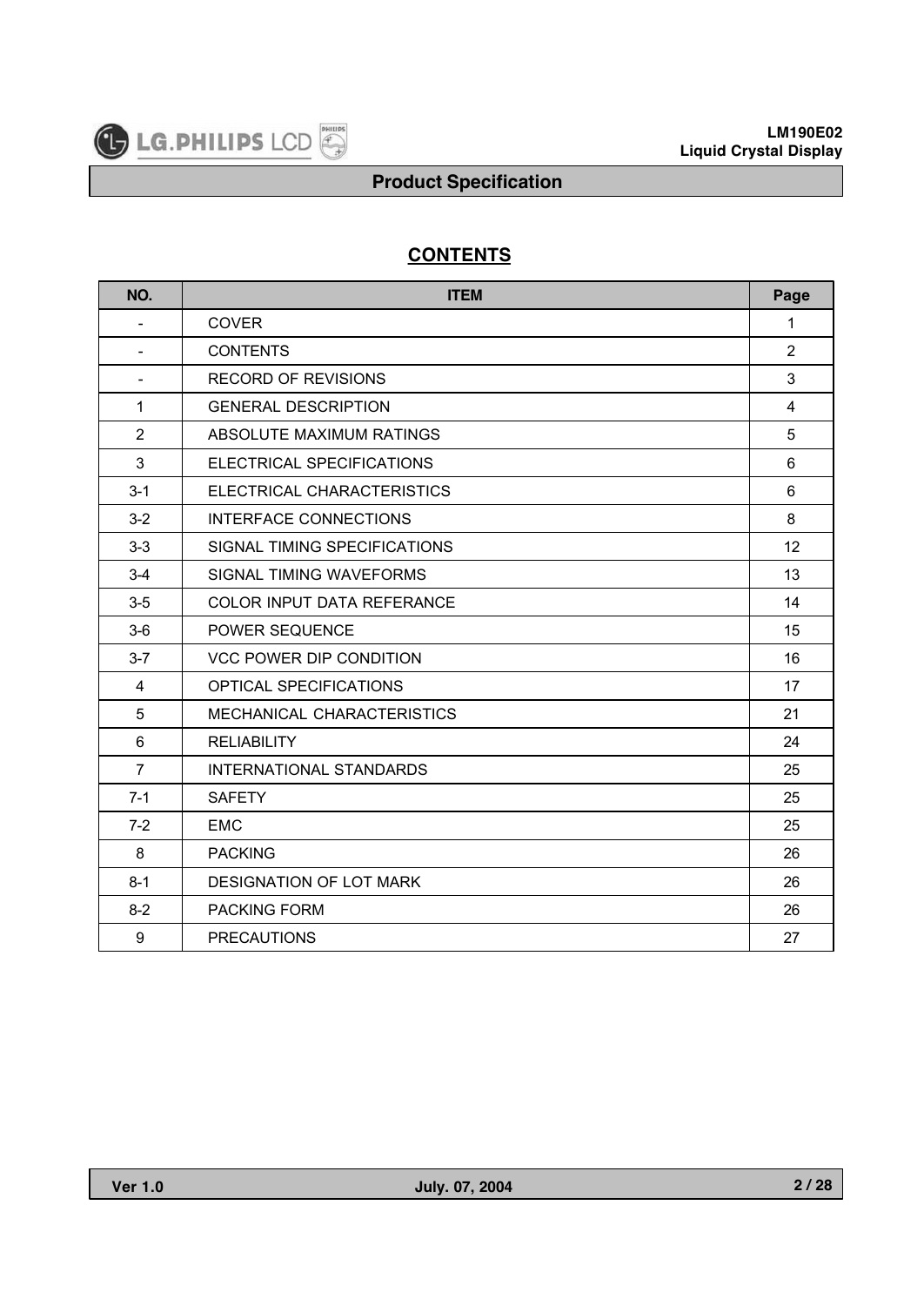## CONTENTS

| NO. | ITEM | Page |
|---|---|---|
| - | COVER | 1 |
| - | CONTENTS | 2 |
| - | RECORD OF REVISIONS | 3 |
| 1 | GENERAL DESCRIPTION | 4 |
| 2 | ABSOLUTE MAXIMUM RATINGS | 5 |
| 3 | ELECTRICAL SPECIFICATIONS | 6 |
| 3-1 | ELECTRICAL CHARACTERISTICS | 6 |
| 3-2 | INTERFACE CONNECTIONS | 8 |
| 3-3 | SIGNAL TIMING SPECIFICATIONS | 12 |
| 3-4 | SIGNAL TIMING WAVEFORMS | 13 |
| 3-5 | COLOR INPUT DATA REFERANCE | 14 |
| 3-6 | POWER SEQUENCE | 15 |
| 3-7 | VCC POWER DIP CONDITION | 16 |
| 4 | OPTICAL SPECIFICATIONS | 17 |
| 5 | MECHANICAL CHARACTERISTICS | 21 |
| 6 | RELIABILITY | 24 |
| 7 | INTERNATIONAL STANDARDS | 25 |
| 7-1 | SAFETY | 25 |
| 7-2 | EMC | 25 |
| 8 | PACKING | 26 |
| 8-1 | DESIGNATION OF LOT MARK | 26 |
| 8-2 | PACKING FORM | 26 |
| 9 | PRECAUTIONS | 27 |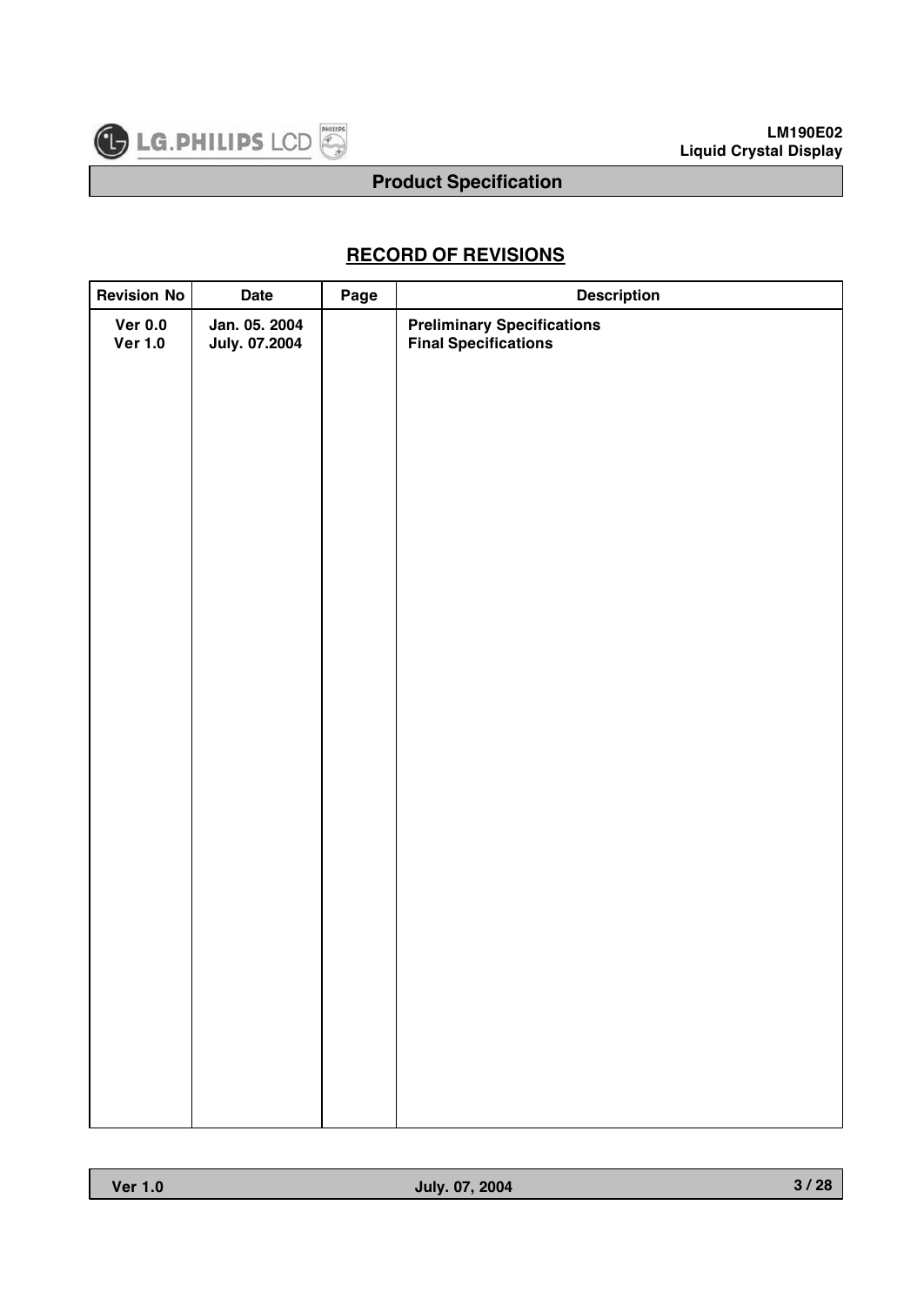## RECORD OF REVISIONS

| Revision No | Date | Page | Description |
|---|---|---|---|
| Ver 0.0 | Jan. 05. 2004 | | Preliminary Specifications |
| Ver 1.0 | July. 07.2004 | | Final Specifications |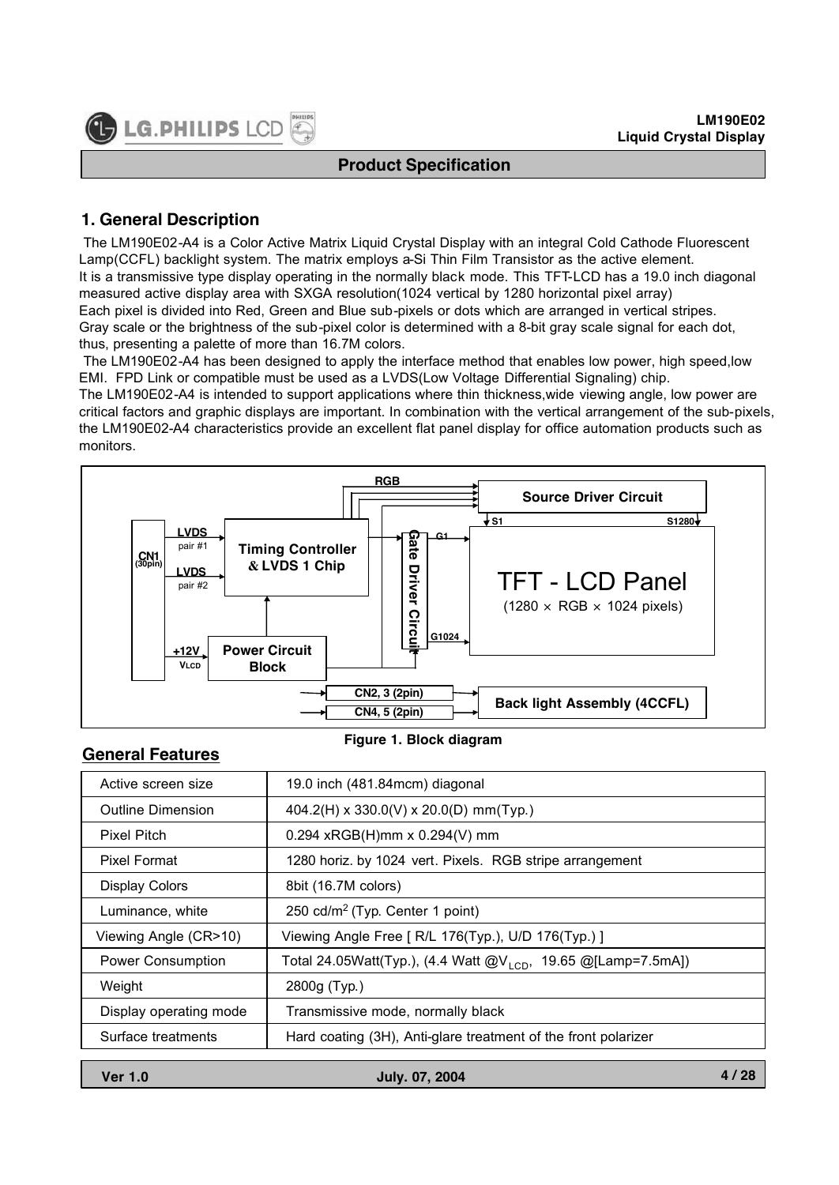## 1. General Description

The LM190E02-A4 is a Color Active Matrix Liquid Crystal Display with an integral Cold Cathode Fluorescent Lamp(CCFL) backlight system. The matrix employs a-Si Thin Film Transistor as the active element. It is a transmissive type display operating in the normally black mode. This TFT-LCD has a 19.0 inch diagonal measured active display area with SXGA resolution(1024 vertical by 1280 horizontal pixel array) Each pixel is divided into Red, Green and Blue sub-pixels or dots which are arranged in vertical stripes. Gray scale or the brightness of the sub-pixel color is determined with a 8-bit gray scale signal for each dot, thus, presenting a palette of more than 16.7M colors.

The LM190E02-A4 has been designed to apply the interface method that enables low power, high speed,low EMI. FPD Link or compatible must be used as a LVDS(Low Voltage Differential Signaling) chip.

The LM190E02-A4 is intended to support applications where thin thickness,wide viewing angle, low power are critical factors and graphic displays are important. In combination with the vertical arrangement of the sub-pixels, the LM190E02-A4 characteristics provide an excellent flat panel display for office automation products such as monitors.

Figure 1. Block diagram

### General Features

| Active screen size | 19.0 inch (481.84mcm) diagonal |
|---|---|
| Outline Dimension | 404.2(H) x 330.0(V) x 20.0(D) mm(Typ.) |
| Pixel Pitch | 0.294 xRGB(H)mm x 0.294(V) mm |
| Pixel Format | 1280 horiz. by 1024 vert. Pixels. RGB stripe arrangement |
| Display Colors | 8bit (16.7M colors) |
| Luminance, white | 250 cd/m$^2$ (Typ. Center 1 point) |
| Viewing Angle (CR>10) | Viewing Angle Free [ R/L 176(Typ.), U/D 176(Typ.) ] |
| Power Consumption | Total 24.05Watt(Typ.), (4.4 Watt @$V_{LCD}$, 19.65 @[Lamp=7.5mA]) |
| Weight | 2800g (Typ.) |
| Display operating mode | Transmissive mode, normally black |
| Surface treatments | Hard coating (3H), Anti-glare treatment of the front polarizer |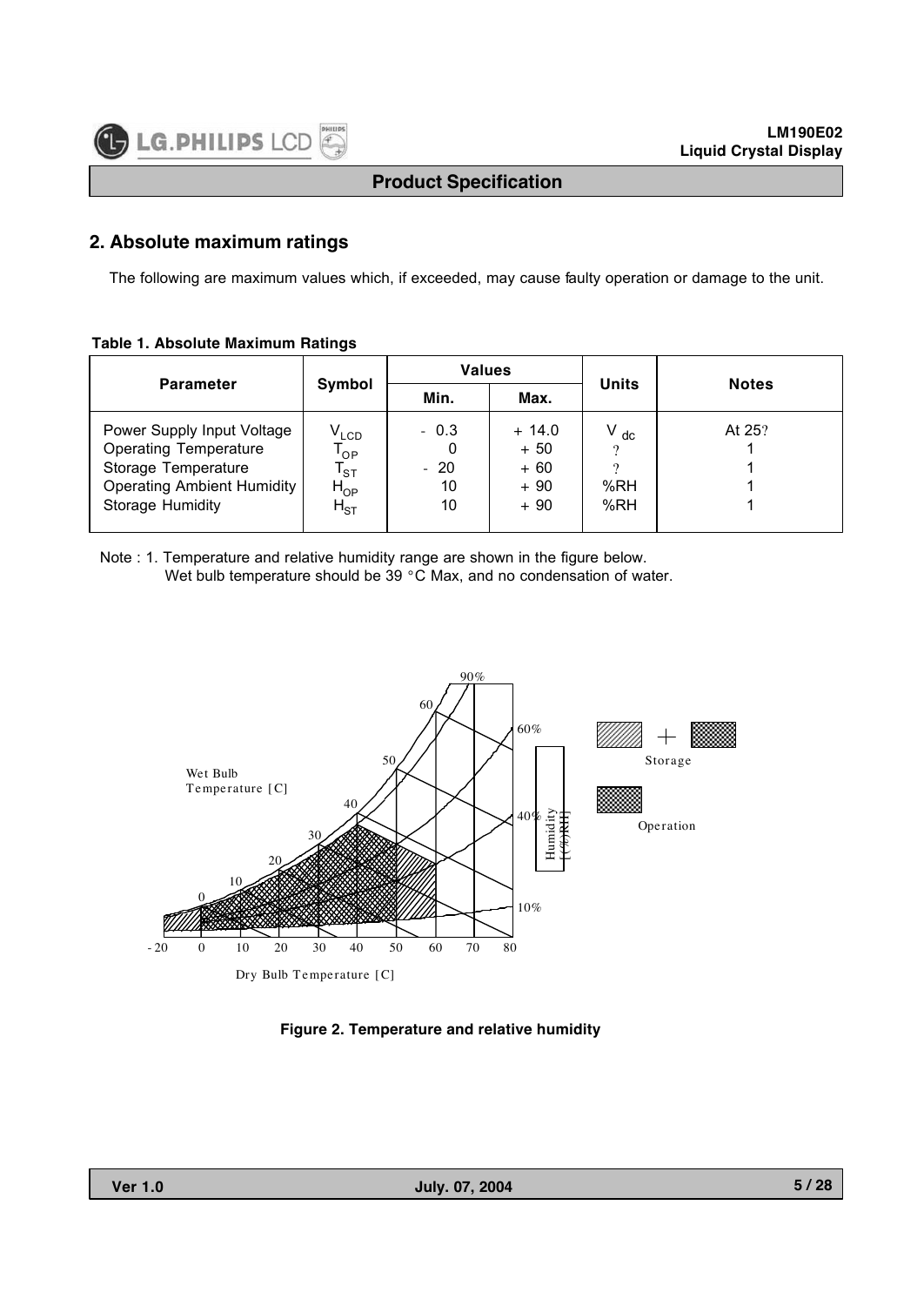## 2. Absolute maximum ratings

The following are maximum values which, if exceeded, may cause faulty operation or damage to the unit.

**Table 1. Absolute Maximum Ratings**

| Parameter | Symbol | Values | | Units | Notes |
|---|---|---|---|---|---|
| | | Min. | Max. | | |
| Power Supply Input Voltage | $V_{LCD}$ | - 0.3 | + 14.0 | $V_{dc}$ | At 25? |
| Operating Temperature | $T_{OP}$ | 0 | + 50 | ? | 1 |
| Storage Temperature | $T_{ST}$ | - 20 | + 60 | ? | 1 |
| Operating Ambient Humidity | $H_{OP}$ | 10 | + 90 | %RH | 1 |
| Storage Humidity | $H_{ST}$ | 10 | + 90 | %RH | 1 |

Note : 1. Temperature and relative humidity range are shown in the figure below.
Wet bulb temperature should be 39 °C Max, and no condensation of water.

**Figure 2. Temperature and relative humidity**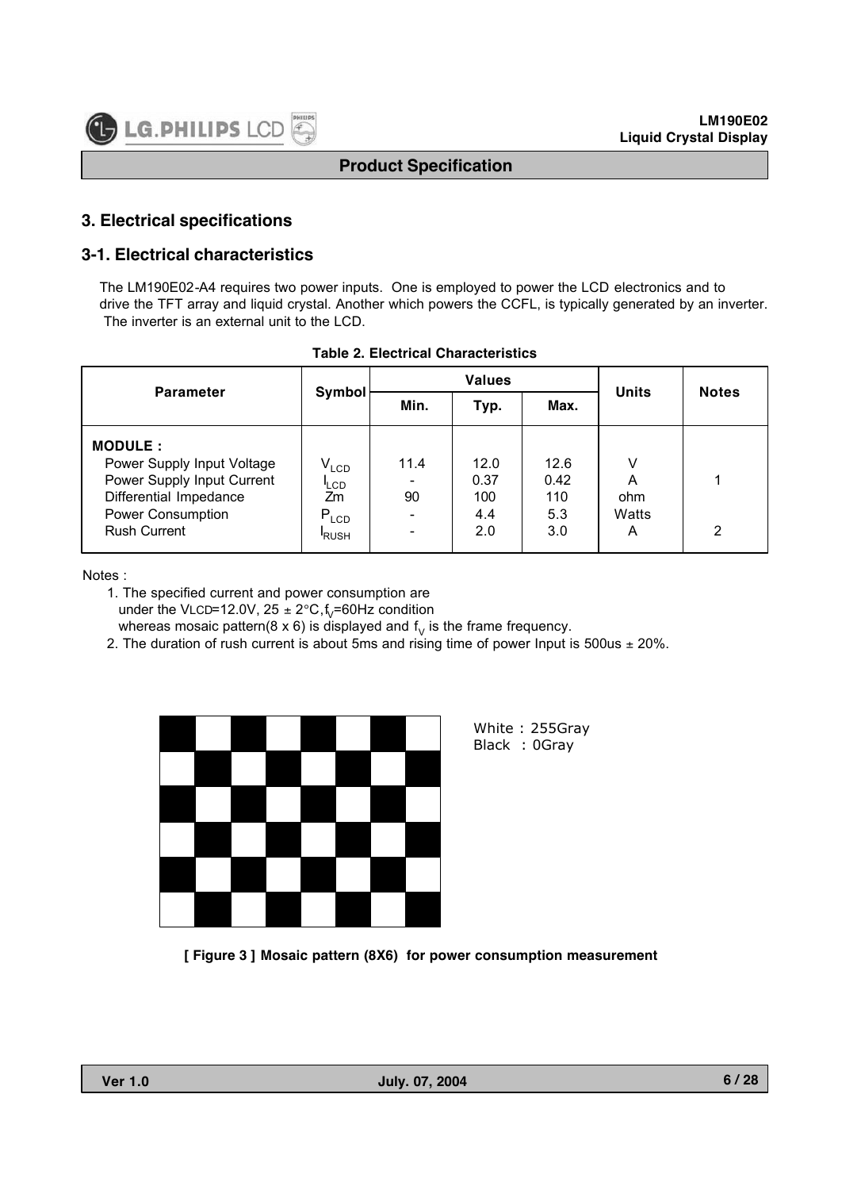## 3. Electrical specifications

### 3-1. Electrical characteristics

The LM190E02-A4 requires two power inputs. One is employed to power the LCD electronics and to drive the TFT array and liquid crystal. Another which powers the CCFL, is typically generated by an inverter. The inverter is an external unit to the LCD.

**Table 2. Electrical Characteristics**

| Parameter | Symbol | Values | | | Units | Notes |
|---|---|---|---|---|---|---|
| | | Min. | Typ. | Max. | | |
| **MODULE :** | | | | | | |
| Power Supply Input Voltage | $V_{LCD}$ | 11.4 | 12.0 | 12.6 | V | |
| Power Supply Input Current | $I_{LCD}$ | - | 0.37 | 0.42 | A | 1 |
| Differential Impedance | Zm | 90 | 100 | 110 | ohm | |
| Power Consumption | $P_{LCD}$ | - | 4.4 | 5.3 | Watts | |
| Rush Current | $I_{RUSH}$ | - | 2.0 | 3.0 | A | 2 |

Notes :

1. The specified current and power consumption are under the VLCD=12.0V, 25 ± 2°C, $f_V$=60Hz condition whereas mosaic pattern(8 x 6) is displayed and $f_V$ is the frame frequency.
2. The duration of rush current is about 5ms and rising time of power Input is 500us ± 20%.

White : 255Gray
Black : 0Gray

**[ Figure 3 ] Mosaic pattern (8X6) for power consumption measurement**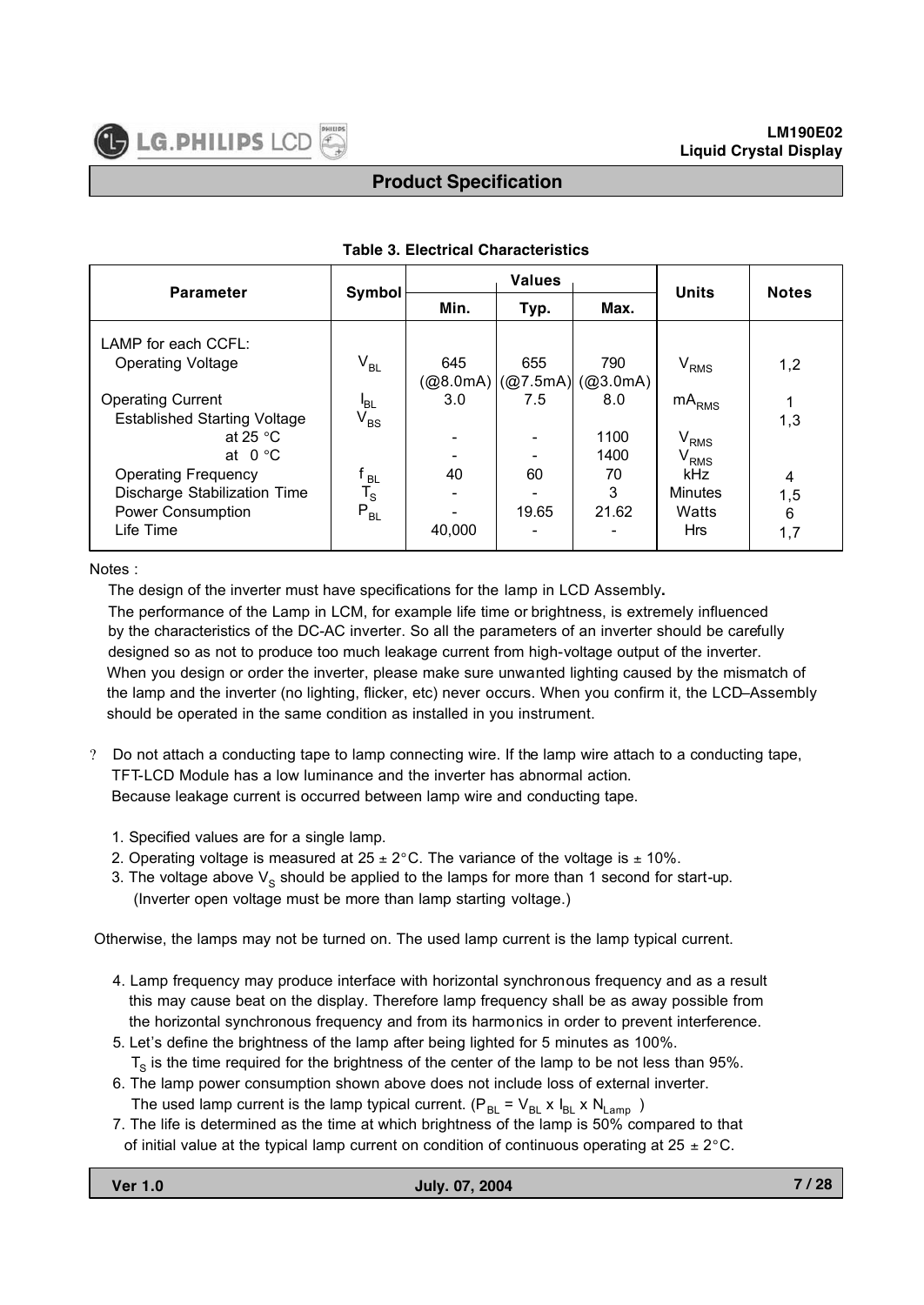### Table 3. Electrical Characteristics

| Parameter | Symbol | Values | | | Units | Notes |
|---|---|---|---|---|---|---|
| | | Min. | Typ. | Max. | | |
| LAMP for each CCFL: | | | | | | |
| Operating Voltage | $V_{BL}$ | 645 (@8.0mA) | 655 (@7.5mA) | 790 (@3.0mA) | $V_{RMS}$ | 1,2 |
| Operating Current | $I_{BL}$ | 3.0 | 7.5 | 8.0 | $mA_{RMS}$ | 1 |
| Established Starting Voltage | $V_{BS}$ | | | | | 1,3 |
| at 25 °C | | - | - | 1100 | $V_{RMS}$ | |
| at 0 °C | | - | - | 1400 | $V_{RMS}$ | |
| Operating Frequency | $f_{BL}$ | 40 | 60 | 70 | kHz | 4 |
| Discharge Stabilization Time | $T_S$ | - | - | 3 | Minutes | 1,5 |
| Power Consumption | $P_{BL}$ | - | 19.65 | 21.62 | Watts | 6 |
| Life Time | | 40,000 | - | - | Hrs | 1,7 |

Notes :

The design of the inverter must have specifications for the lamp in LCD Assembly**.**
The performance of the Lamp in LCM, for example life time or brightness, is extremely influenced by the characteristics of the DC-AC inverter. So all the parameters of an inverter should be carefully designed so as not to produce too much leakage current from high-voltage output of the inverter. When you design or order the inverter, please make sure unwanted lighting caused by the mismatch of the lamp and the inverter (no lighting, flicker, etc) never occurs. When you confirm it, the LCD–Assembly should be operated in the same condition as installed in you instrument.

? Do not attach a conducting tape to lamp connecting wire. If the lamp wire attach to a conducting tape, TFT-LCD Module has a low luminance and the inverter has abnormal action. Because leakage current is occurred between lamp wire and conducting tape.

1. Specified values are for a single lamp.
2. Operating voltage is measured at 25 ± 2°C. The variance of the voltage is ± 10%.
3. The voltage above $V_S$ should be applied to the lamps for more than 1 second for start-up. (Inverter open voltage must be more than lamp starting voltage.)

Otherwise, the lamps may not be turned on. The used lamp current is the lamp typical current.

4. Lamp frequency may produce interface with horizontal synchronous frequency and as a result this may cause beat on the display. Therefore lamp frequency shall be as away possible from the horizontal synchronous frequency and from its harmonics in order to prevent interference.
5. Let's define the brightness of the lamp after being lighted for 5 minutes as 100%. $T_S$ is the time required for the brightness of the center of the lamp to be not less than 95%.
6. The lamp power consumption shown above does not include loss of external inverter. The used lamp current is the lamp typical current. ($P_{BL} = V_{BL} \times I_{BL} \times N_{Lamp}$ )
7. The life is determined as the time at which brightness of the lamp is 50% compared to that of initial value at the typical lamp current on condition of continuous operating at 25 ± 2°C.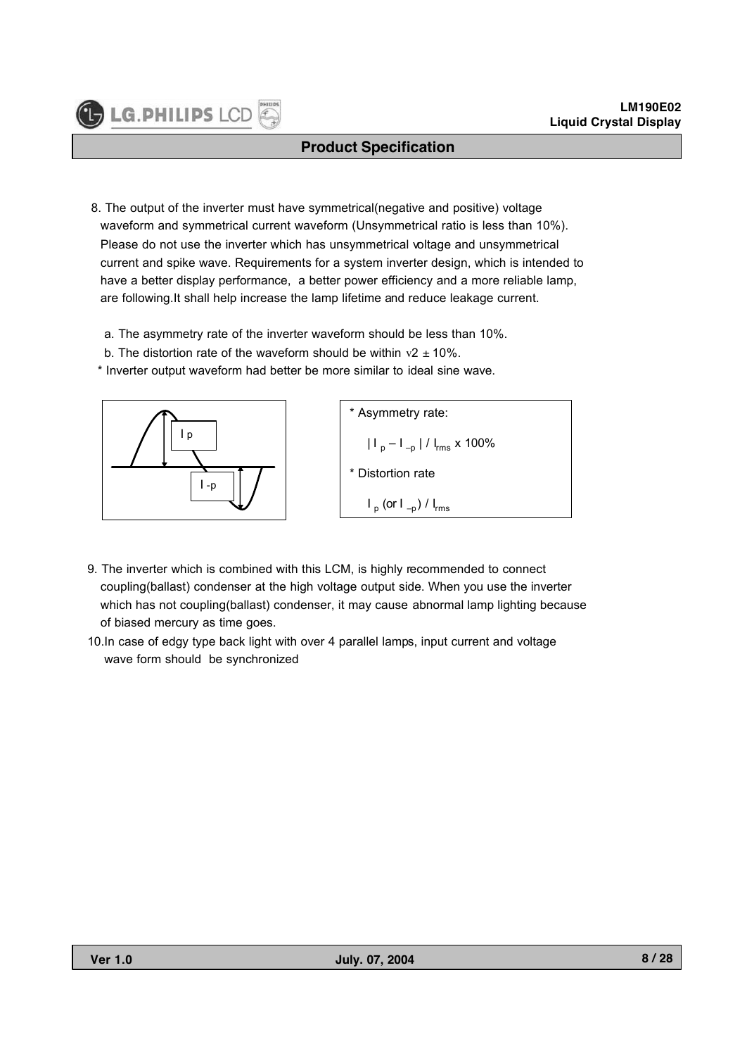8. The output of the inverter must have symmetrical(negative and positive) voltage waveform and symmetrical current waveform (Unsymmetrical ratio is less than 10%). Please do not use the inverter which has unsymmetrical voltage and unsymmetrical current and spike wave. Requirements for a system inverter design, which is intended to have a better display performance, a better power efficiency and a more reliable lamp, are following.It shall help increase the lamp lifetime and reduce leakage current.

   a. The asymmetry rate of the inverter waveform should be less than 10%.

   b. The distortion rate of the waveform should be within $\sqrt{2} \pm 10\%$.

   \* Inverter output waveform had better be more similar to ideal sine wave.

I p

I -p

\* Asymmetry rate:

$| I_p - I_{-p} | / I_{rms} \times 100\%$

\* Distortion rate

$I_p$ (or $I_{-p}$) / $I_{rms}$

9. The inverter which is combined with this LCM, is highly recommended to connect coupling(ballast) condenser at the high voltage output side. When you use the inverter which has not coupling(ballast) condenser, it may cause abnormal lamp lighting because of biased mercury as time goes.

10. In case of edgy type back light with over 4 parallel lamps, input current and voltage wave form should be synchronized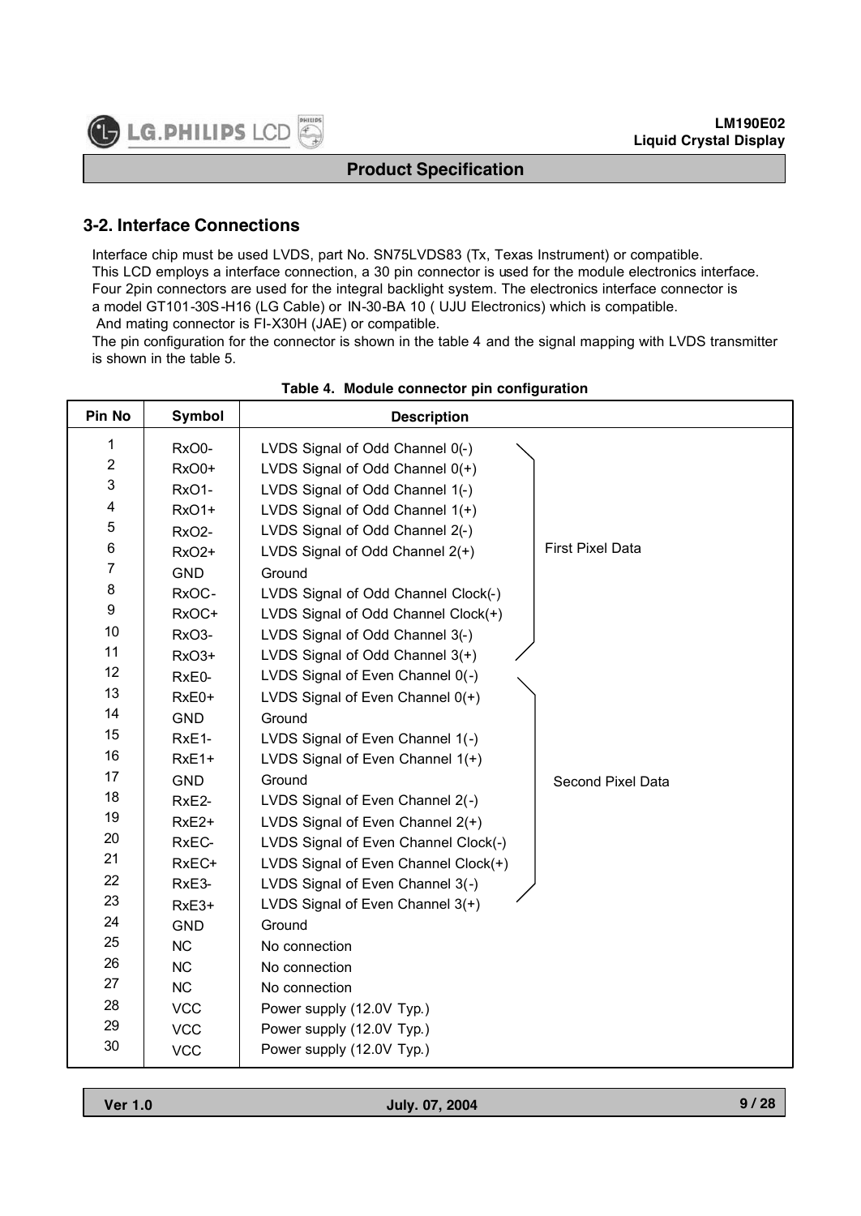## 3-2. Interface Connections

Interface chip must be used LVDS, part No. SN75LVDS83 (Tx, Texas Instrument) or compatible.
This LCD employs a interface connection, a 30 pin connector is used for the module electronics interface.
Four 2pin connectors are used for the integral backlight system. The electronics interface connector is a model GT101-30S-H16 (LG Cable) or IN-30-BA 10 ( UJU Electronics) which is compatible.
And mating connector is FI-X30H (JAE) or compatible.
The pin configuration for the connector is shown in the table 4 and the signal mapping with LVDS transmitter is shown in the table 5.

**Table 4. Module connector pin configuration**

| Pin No | Symbol | Description | |
|---|---|---|---|
| 1 | RxO0- | LVDS Signal of Odd Channel 0(-) | First Pixel Data |
| 2 | RxO0+ | LVDS Signal of Odd Channel 0(+) | |
| 3 | RxO1- | LVDS Signal of Odd Channel 1(-) | |
| 4 | RxO1+ | LVDS Signal of Odd Channel 1(+) | |
| 5 | RxO2- | LVDS Signal of Odd Channel 2(-) | |
| 6 | RxO2+ | LVDS Signal of Odd Channel 2(+) | |
| 7 | GND | Ground | |
| 8 | RxOC- | LVDS Signal of Odd Channel Clock(-) | |
| 9 | RxOC+ | LVDS Signal of Odd Channel Clock(+) | |
| 10 | RxO3- | LVDS Signal of Odd Channel 3(-) | |
| 11 | RxO3+ | LVDS Signal of Odd Channel 3(+) | |
| 12 | RxE0- | LVDS Signal of Even Channel 0(-) | Second Pixel Data |
| 13 | RxE0+ | LVDS Signal of Even Channel 0(+) | |
| 14 | GND | Ground | |
| 15 | RxE1- | LVDS Signal of Even Channel 1(-) | |
| 16 | RxE1+ | LVDS Signal of Even Channel 1(+) | |
| 17 | GND | Ground | |
| 18 | RxE2- | LVDS Signal of Even Channel 2(-) | |
| 19 | RxE2+ | LVDS Signal of Even Channel 2(+) | |
| 20 | RxEC- | LVDS Signal of Even Channel Clock(-) | |
| 21 | RxEC+ | LVDS Signal of Even Channel Clock(+) | |
| 22 | RxE3- | LVDS Signal of Even Channel 3(-) | |
| 23 | RxE3+ | LVDS Signal of Even Channel 3(+) | |
| 24 | GND | Ground | |
| 25 | NC | No connection | |
| 26 | NC | No connection | |
| 27 | NC | No connection | |
| 28 | VCC | Power supply (12.0V Typ.) | |
| 29 | VCC | Power supply (12.0V Typ.) | |
| 30 | VCC | Power supply (12.0V Typ.) | |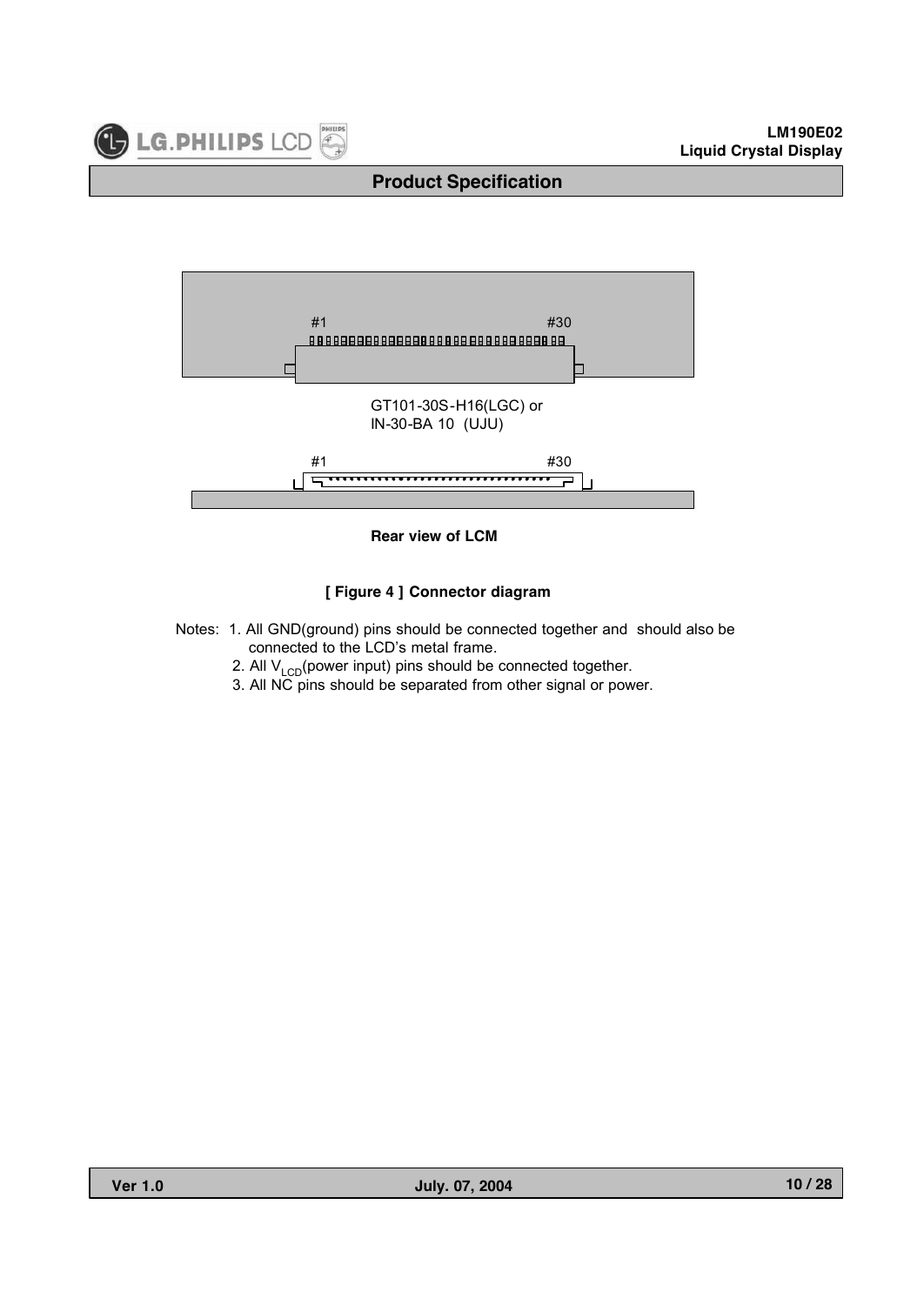#1 #30

GT101-30S-H16(LGC) or
IN-30-BA 10 (UJU)

#1 #30

**Rear view of LCM**

**[ Figure 4 ] Connector diagram**

Notes: 1. All GND(ground) pins should be connected together and should also be connected to the LCD's metal frame.
2. All $V_{LCD}$(power input) pins should be connected together.
3. All NC pins should be separated from other signal or power.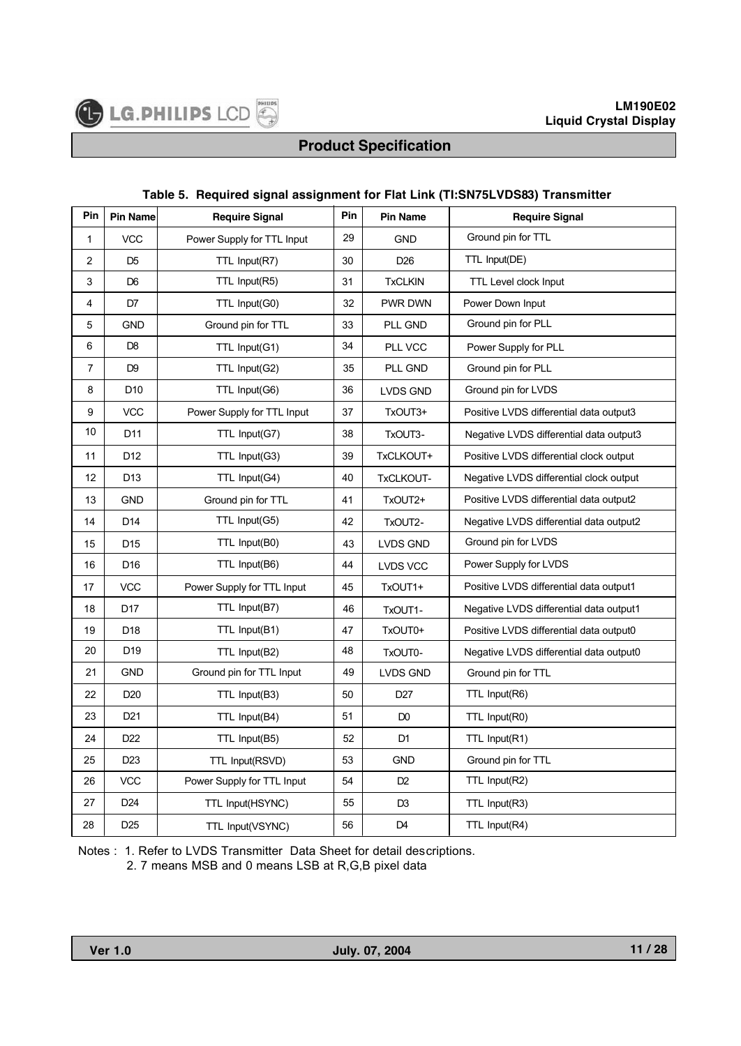**Table 5. Required signal assignment for Flat Link (TI:SN75LVDS83) Transmitter**

| Pin | Pin Name | Require Signal | Pin | Pin Name | Require Signal |
|---|---|---|---|---|---|
| 1 | VCC | Power Supply for TTL Input | 29 | GND | Ground pin for TTL |
| 2 | D5 | TTL Input(R7) | 30 | D26 | TTL Input(DE) |
| 3 | D6 | TTL Input(R5) | 31 | TxCLKIN | TTL Level clock Input |
| 4 | D7 | TTL Input(G0) | 32 | PWR DWN | Power Down Input |
| 5 | GND | Ground pin for TTL | 33 | PLL GND | Ground pin for PLL |
| 6 | D8 | TTL Input(G1) | 34 | PLL VCC | Power Supply for PLL |
| 7 | D9 | TTL Input(G2) | 35 | PLL GND | Ground pin for PLL |
| 8 | D10 | TTL Input(G6) | 36 | LVDS GND | Ground pin for LVDS |
| 9 | VCC | Power Supply for TTL Input | 37 | TxOUT3+ | Positive LVDS differential data output3 |
| 10 | D11 | TTL Input(G7) | 38 | TxOUT3- | Negative LVDS differential data output3 |
| 11 | D12 | TTL Input(G3) | 39 | TxCLKOUT+ | Positive LVDS differential clock output |
| 12 | D13 | TTL Input(G4) | 40 | TxCLKOUT- | Negative LVDS differential clock output |
| 13 | GND | Ground pin for TTL | 41 | TxOUT2+ | Positive LVDS differential data output2 |
| 14 | D14 | TTL Input(G5) | 42 | TxOUT2- | Negative LVDS differential data output2 |
| 15 | D15 | TTL Input(B0) | 43 | LVDS GND | Ground pin for LVDS |
| 16 | D16 | TTL Input(B6) | 44 | LVDS VCC | Power Supply for LVDS |
| 17 | VCC | Power Supply for TTL Input | 45 | TxOUT1+ | Positive LVDS differential data output1 |
| 18 | D17 | TTL Input(B7) | 46 | TxOUT1- | Negative LVDS differential data output1 |
| 19 | D18 | TTL Input(B1) | 47 | TxOUT0+ | Positive LVDS differential data output0 |
| 20 | D19 | TTL Input(B2) | 48 | TxOUT0- | Negative LVDS differential data output0 |
| 21 | GND | Ground pin for TTL Input | 49 | LVDS GND | Ground pin for TTL |
| 22 | D20 | TTL Input(B3) | 50 | D27 | TTL Input(R6) |
| 23 | D21 | TTL Input(B4) | 51 | D0 | TTL Input(R0) |
| 24 | D22 | TTL Input(B5) | 52 | D1 | TTL Input(R1) |
| 25 | D23 | TTL Input(RSVD) | 53 | GND | Ground pin for TTL |
| 26 | VCC | Power Supply for TTL Input | 54 | D2 | TTL Input(R2) |
| 27 | D24 | TTL Input(HSYNC) | 55 | D3 | TTL Input(R3) |
| 28 | D25 | TTL Input(VSYNC) | 56 | D4 | TTL Input(R4) |

Notes : 1. Refer to LVDS Transmitter Data Sheet for detail descriptions.
2. 7 means MSB and 0 means LSB at R,G,B pixel data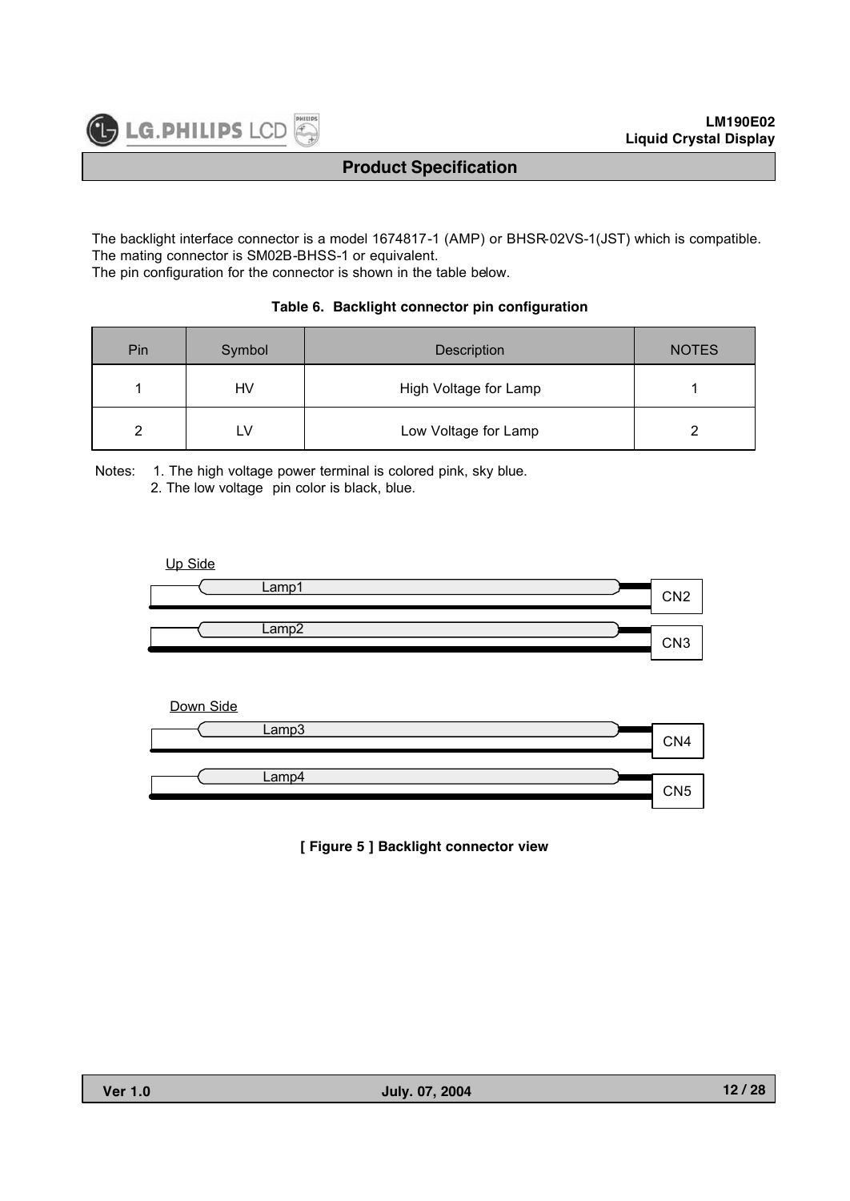The backlight interface connector is a model 1674817-1 (AMP) or BHSR-02VS-1(JST) which is compatible.
The mating connector is SM02B-BHSS-1 or equivalent.
The pin configuration for the connector is shown in the table below.

**Table 6. Backlight connector pin configuration**

| Pin | Symbol | Description | NOTES |
|---|---|---|---|
| 1 | HV | High Voltage for Lamp | 1 |
| 2 | LV | Low Voltage for Lamp | 2 |

Notes: 1. The high voltage power terminal is colored pink, sky blue.
2. The low voltage pin color is black, blue.

Up Side

Lamp1 CN2

Lamp2 CN3

Down Side

Lamp3 CN4

Lamp4 CN5

**[ Figure 5 ] Backlight connector view**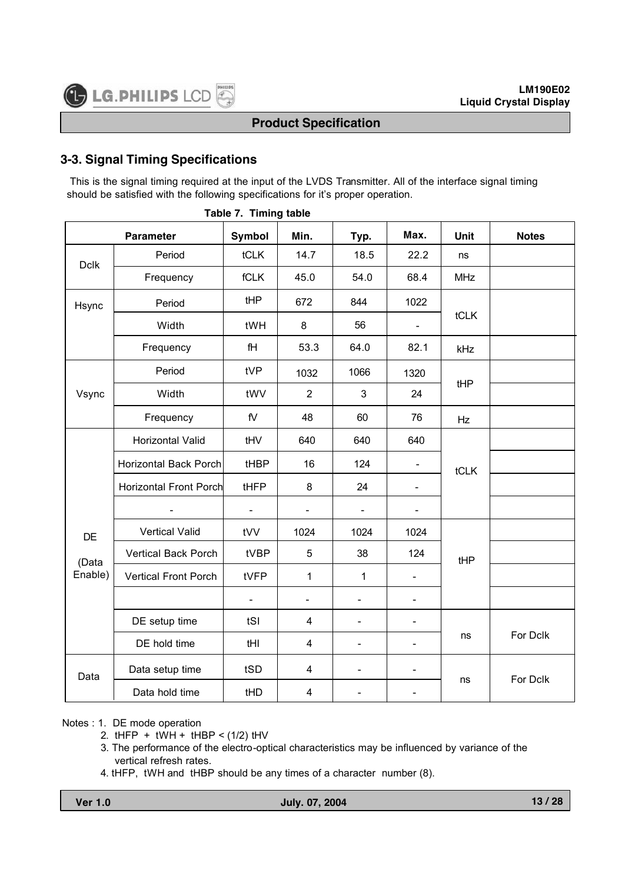## 3-3. Signal Timing Specifications

This is the signal timing required at the input of the LVDS Transmitter. All of the interface signal timing should be satisfied with the following specifications for it's proper operation.

**Table 7. Timing table**

| Parameter | | Symbol | Min. | Typ. | Max. | Unit | Notes |
|---|---|---|---|---|---|---|---|
| Dclk | Period | tCLK | 14.7 | 18.5 | 22.2 | ns | |
| | Frequency | fCLK | 45.0 | 54.0 | 68.4 | MHz | |
| Hsync | Period | tHP | 672 | 844 | 1022 | tCLK | |
| | Width | tWH | 8 | 56 | - | | |
| | Frequency | fH | 53.3 | 64.0 | 82.1 | kHz | |
| Vsync | Period | tVP | 1032 | 1066 | 1320 | tHP | |
| | Width | tWV | 2 | 3 | 24 | | |
| | Frequency | fV | 48 | 60 | 76 | Hz | |
| DE (Data Enable) | Horizontal Valid | tHV | 640 | 640 | 640 | tCLK | |
| | Horizontal Back Porch | tHBP | 16 | 124 | - | | |
| | Horizontal Front Porch | tHFP | 8 | 24 | - | | |
| | - | - | - | - | - | | |
| | Vertical Valid | tVV | 1024 | 1024 | 1024 | tHP | |
| | Vertical Back Porch | tVBP | 5 | 38 | 124 | | |
| | Vertical Front Porch | tVFP | 1 | 1 | - | | |
| | | - | - | - | - | | |
| | DE setup time | tSI | 4 | - | - | ns | For Dclk |
| | DE hold time | tHI | 4 | - | - | | |
| Data | Data setup time | tSD | 4 | - | - | ns | For Dclk |
| | Data hold time | tHD | 4 | - | - | | |

Notes : 1. DE mode operation

2. tHFP + tWH + tHBP < (1/2) tHV

3. The performance of the electro-optical characteristics may be influenced by variance of the vertical refresh rates.

4. tHFP, tWH and tHBP should be any times of a character number (8).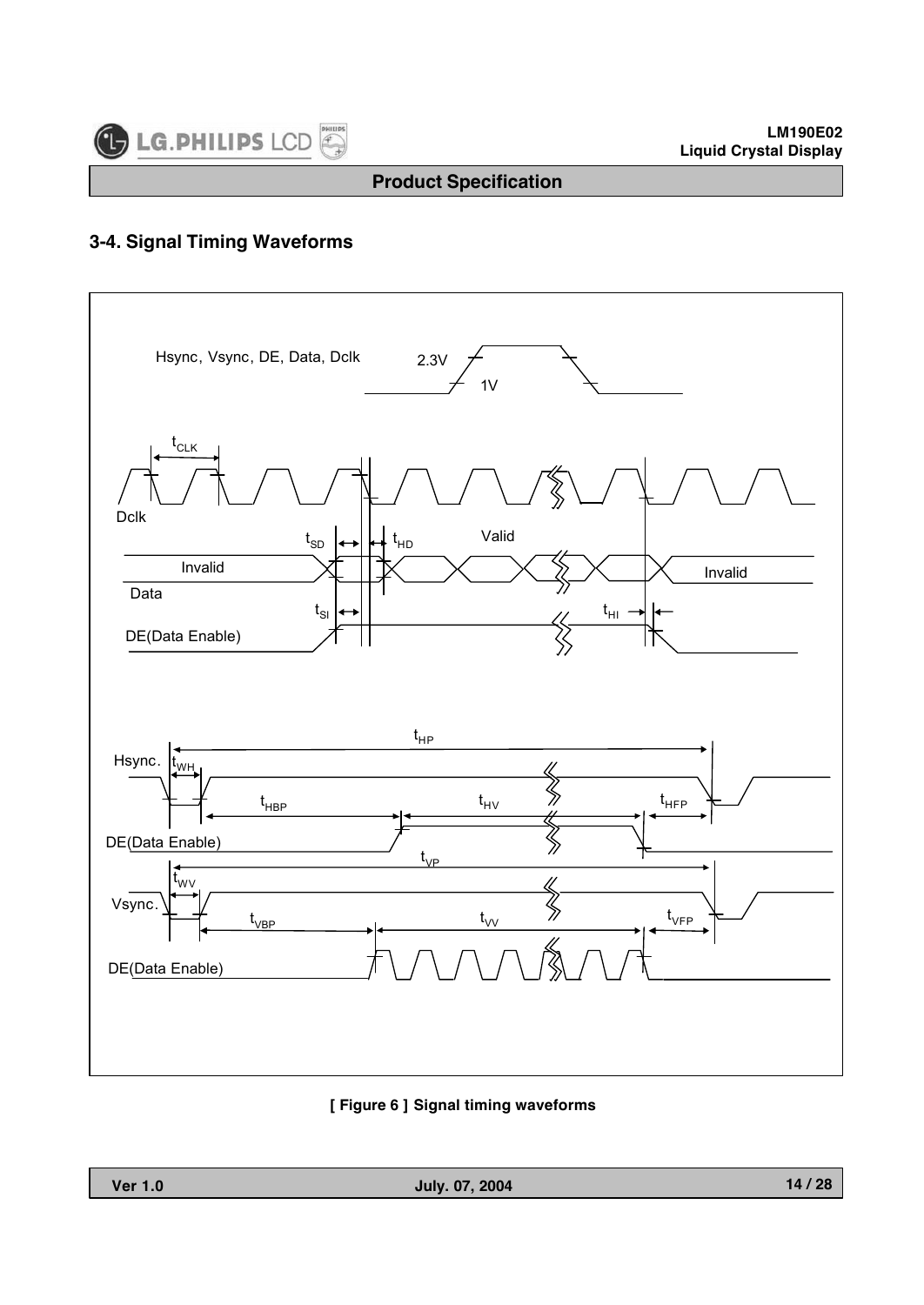## 3-4. Signal Timing Waveforms

Hsync, Vsync, DE, Data, Dclk — 2.3V / 1V

$t_{CLK}$

Dclk

$t_{SD}$ $t_{HD}$ Valid

Invalid — Data — Invalid

$t_{SI}$ $t_{HI}$

DE(Data Enable)

$t_{HP}$

Hsync. $t_{WH}$

$t_{HBP}$ $t_{HV}$ $t_{HFP}$

DE(Data Enable)

$t_{VP}$

$t_{WV}$

Vsync.

$t_{VBP}$ $t_{VV}$ $t_{VFP}$

DE(Data Enable)

**[ Figure 6 ] Signal timing waveforms**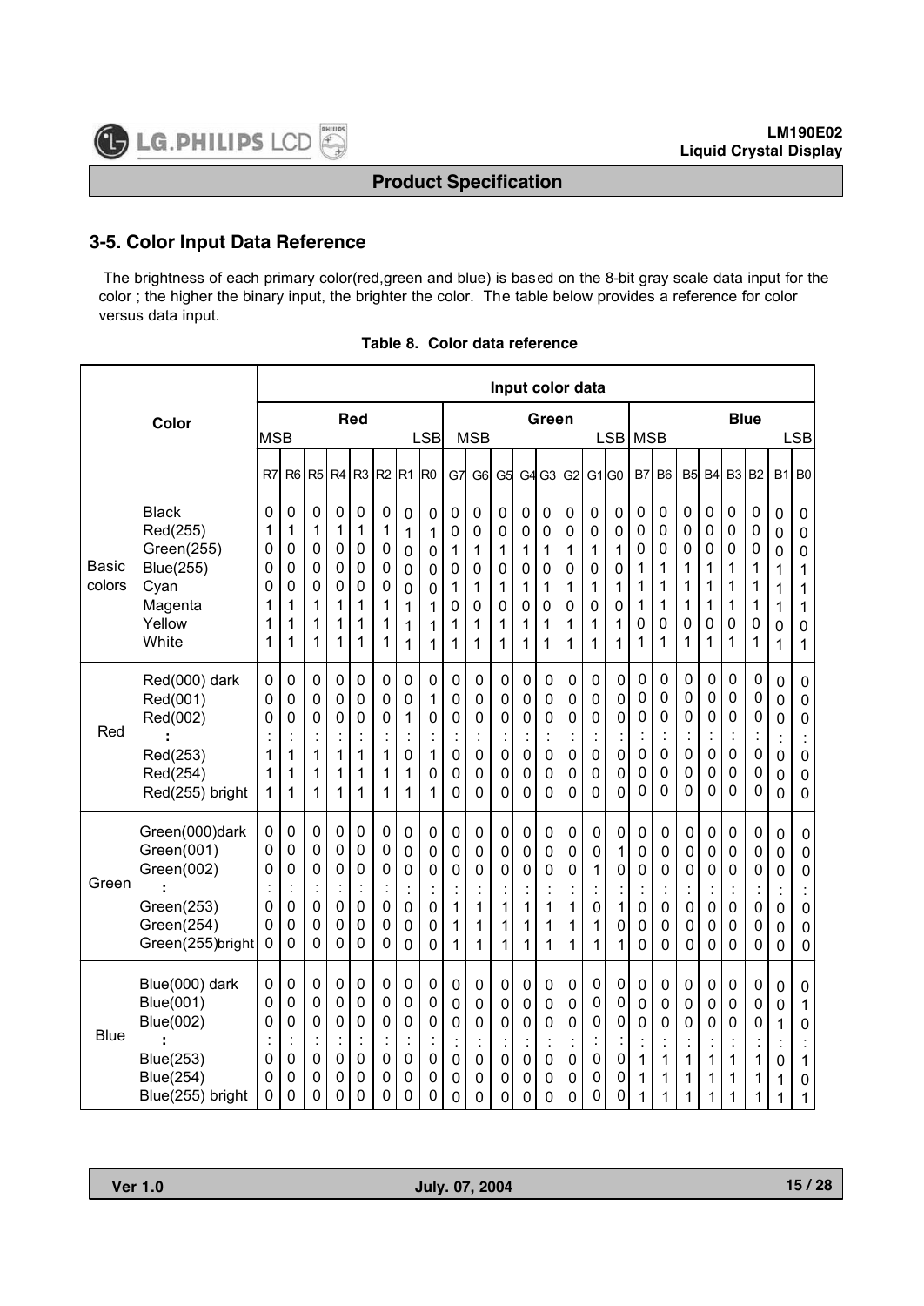## 3-5. Color Input Data Reference

The brightness of each primary color(red,green and blue) is based on the 8-bit gray scale data input for the color ; the higher the binary input, the brighter the color. The table below provides a reference for color versus data input.

**Table 8. Color data reference**

| | Color | Red MSB | | | | | | | Red LSB | Green MSB | | | | | | | Green LSB | Blue MSB | | | | | | | Blue LSB |
|---|---|---|---|---|---|---|---|---|---|---|---|---|---|---|---|---|---|---|---|---|---|---|---|---|---|
| | | R7 | R6 | R5 | R4 | R3 | R2 | R1 | R0 | G7 | G6 | G5 | G4 | G3 | G2 | G1 | G0 | B7 | B6 | B5 | B4 | B3 | B2 | B1 | B0 |
| Basic colors | Black | 0 | 0 | 0 | 0 | 0 | 0 | 0 | 0 | 0 | 0 | 0 | 0 | 0 | 0 | 0 | 0 | 0 | 0 | 0 | 0 | 0 | 0 | 0 | 0 |
| | Red(255) | 1 | 1 | 1 | 1 | 1 | 1 | 1 | 1 | 0 | 0 | 0 | 0 | 0 | 0 | 0 | 0 | 0 | 0 | 0 | 0 | 0 | 0 | 0 | 0 |
| | Green(255) | 0 | 0 | 0 | 0 | 0 | 0 | 0 | 0 | 1 | 1 | 1 | 1 | 1 | 1 | 1 | 1 | 0 | 0 | 0 | 0 | 0 | 0 | 0 | 0 |
| | Blue(255) | 0 | 0 | 0 | 0 | 0 | 0 | 0 | 0 | 0 | 0 | 0 | 0 | 0 | 0 | 0 | 0 | 1 | 1 | 1 | 1 | 1 | 1 | 1 | 1 |
| | Cyan | 0 | 0 | 0 | 0 | 0 | 0 | 0 | 0 | 1 | 1 | 1 | 1 | 1 | 1 | 1 | 1 | 1 | 1 | 1 | 1 | 1 | 1 | 1 | 1 |
| | Magenta | 1 | 1 | 1 | 1 | 1 | 1 | 1 | 1 | 0 | 0 | 0 | 0 | 0 | 0 | 0 | 0 | 1 | 1 | 1 | 1 | 1 | 1 | 1 | 1 |
| | Yellow | 1 | 1 | 1 | 1 | 1 | 1 | 1 | 1 | 1 | 1 | 1 | 1 | 1 | 1 | 1 | 1 | 0 | 0 | 0 | 0 | 0 | 0 | 0 | 0 |
| | White | 1 | 1 | 1 | 1 | 1 | 1 | 1 | 1 | 1 | 1 | 1 | 1 | 1 | 1 | 1 | 1 | 1 | 1 | 1 | 1 | 1 | 1 | 1 | 1 |
| Red | Red(000) dark | 0 | 0 | 0 | 0 | 0 | 0 | 0 | 0 | 0 | 0 | 0 | 0 | 0 | 0 | 0 | 0 | 0 | 0 | 0 | 0 | 0 | 0 | 0 | 0 |
| | Red(001) | 0 | 0 | 0 | 0 | 0 | 0 | 0 | 1 | 0 | 0 | 0 | 0 | 0 | 0 | 0 | 0 | 0 | 0 | 0 | 0 | 0 | 0 | 0 | 0 |
| | Red(002) | 0 | 0 | 0 | 0 | 0 | 0 | 1 | 0 | 0 | 0 | 0 | 0 | 0 | 0 | 0 | 0 | 0 | 0 | 0 | 0 | 0 | 0 | 0 | 0 |
| | : | : | : | : | : | : | : | : | : | : | : | : | : | : | : | : | : | : | : | : | : | : | : | : | : |
| | Red(253) | 1 | 1 | 1 | 1 | 1 | 1 | 0 | 1 | 0 | 0 | 0 | 0 | 0 | 0 | 0 | 0 | 0 | 0 | 0 | 0 | 0 | 0 | 0 | 0 |
| | Red(254) | 1 | 1 | 1 | 1 | 1 | 1 | 1 | 0 | 0 | 0 | 0 | 0 | 0 | 0 | 0 | 0 | 0 | 0 | 0 | 0 | 0 | 0 | 0 | 0 |
| | Red(255) bright | 1 | 1 | 1 | 1 | 1 | 1 | 1 | 1 | 0 | 0 | 0 | 0 | 0 | 0 | 0 | 0 | 0 | 0 | 0 | 0 | 0 | 0 | 0 | 0 |
| Green | Green(000)dark | 0 | 0 | 0 | 0 | 0 | 0 | 0 | 0 | 0 | 0 | 0 | 0 | 0 | 0 | 0 | 0 | 0 | 0 | 0 | 0 | 0 | 0 | 0 | 0 |
| | Green(001) | 0 | 0 | 0 | 0 | 0 | 0 | 0 | 0 | 0 | 0 | 0 | 0 | 0 | 0 | 0 | 1 | 0 | 0 | 0 | 0 | 0 | 0 | 0 | 0 |
| | Green(002) | 0 | 0 | 0 | 0 | 0 | 0 | 0 | 0 | 0 | 0 | 0 | 0 | 0 | 0 | 1 | 0 | 0 | 0 | 0 | 0 | 0 | 0 | 0 | 0 |
| | : | : | : | : | : | : | : | : | : | : | : | : | : | : | : | : | : | : | : | : | : | : | : | : | : |
| | Green(253) | 0 | 0 | 0 | 0 | 0 | 0 | 0 | 0 | 1 | 1 | 1 | 1 | 1 | 1 | 0 | 1 | 0 | 0 | 0 | 0 | 0 | 0 | 0 | 0 |
| | Green(254) | 0 | 0 | 0 | 0 | 0 | 0 | 0 | 0 | 1 | 1 | 1 | 1 | 1 | 1 | 1 | 0 | 0 | 0 | 0 | 0 | 0 | 0 | 0 | 0 |
| | Green(255)bright | 0 | 0 | 0 | 0 | 0 | 0 | 0 | 0 | 1 | 1 | 1 | 1 | 1 | 1 | 1 | 1 | 0 | 0 | 0 | 0 | 0 | 0 | 0 | 0 |
| Blue | Blue(000) dark | 0 | 0 | 0 | 0 | 0 | 0 | 0 | 0 | 0 | 0 | 0 | 0 | 0 | 0 | 0 | 0 | 0 | 0 | 0 | 0 | 0 | 0 | 0 | 0 |
| | Blue(001) | 0 | 0 | 0 | 0 | 0 | 0 | 0 | 0 | 0 | 0 | 0 | 0 | 0 | 0 | 0 | 0 | 0 | 0 | 0 | 0 | 0 | 0 | 0 | 1 |
| | Blue(002) | 0 | 0 | 0 | 0 | 0 | 0 | 0 | 0 | 0 | 0 | 0 | 0 | 0 | 0 | 0 | 0 | 0 | 0 | 0 | 0 | 0 | 0 | 1 | 0 |
| | : | : | : | : | : | : | : | : | : | : | : | : | : | : | : | : | : | : | : | : | : | : | : | : | : |
| | Blue(253) | 0 | 0 | 0 | 0 | 0 | 0 | 0 | 0 | 0 | 0 | 0 | 0 | 0 | 0 | 0 | 0 | 1 | 1 | 1 | 1 | 1 | 1 | 0 | 1 |
| | Blue(254) | 0 | 0 | 0 | 0 | 0 | 0 | 0 | 0 | 0 | 0 | 0 | 0 | 0 | 0 | 0 | 0 | 1 | 1 | 1 | 1 | 1 | 1 | 1 | 0 |
| | Blue(255) bright | 0 | 0 | 0 | 0 | 0 | 0 | 0 | 0 | 0 | 0 | 0 | 0 | 0 | 0 | 0 | 0 | 1 | 1 | 1 | 1 | 1 | 1 | 1 | 1 |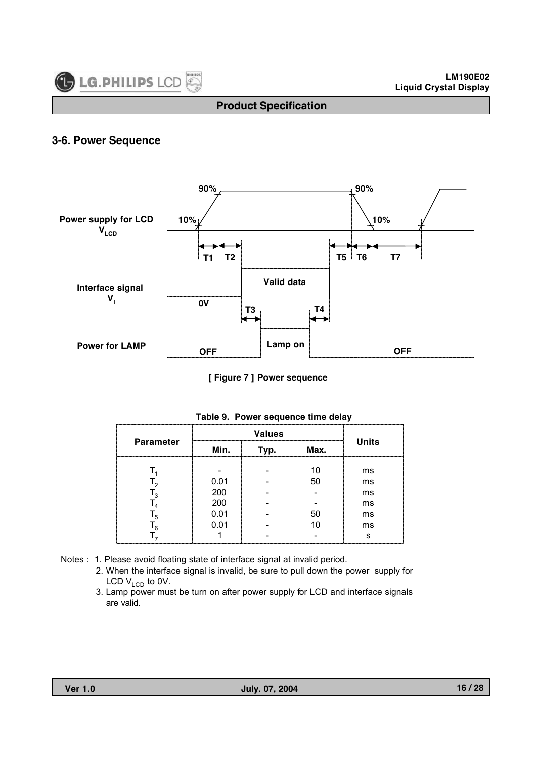## 3-6. Power Sequence

Power supply for LCD $V_{LCD}$

Interface signal $V_I$

Power for LAMP

[ Figure 7 ] Power sequence

Table 9. Power sequence time delay

| Parameter | Values | | | Units |
|---|---|---|---|---|
| | Min. | Typ. | Max. | |
| $T_1$ | - | - | 10 | ms |
| $T_2$ | 0.01 | - | 50 | ms |
| $T_3$ | 200 | - | - | ms |
| $T_4$ | 200 | - | - | ms |
| $T_5$ | 0.01 | - | 50 | ms |
| $T_6$ | 0.01 | - | 10 | ms |
| $T_7$ | 1 | - | - | s |

Notes :
1. Please avoid floating state of interface signal at invalid period.
2. When the interface signal is invalid, be sure to pull down the power supply for LCD $V_{LCD}$ to 0V.
3. Lamp power must be turn on after power supply for LCD and interface signals are valid.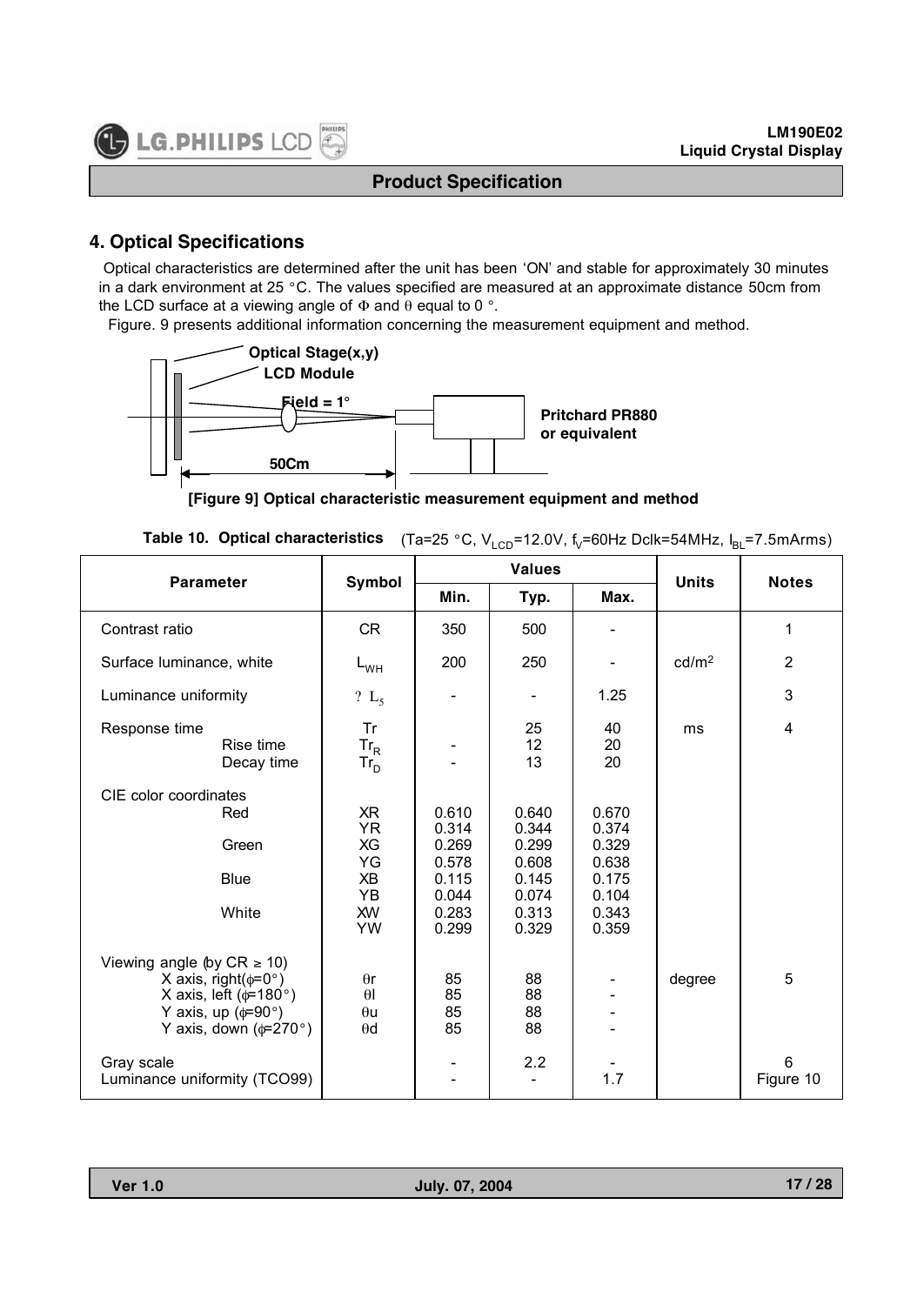## 4. Optical Specifications

Optical characteristics are determined after the unit has been 'ON' and stable for approximately 30 minutes in a dark environment at 25 °C. The values specified are measured at an approximate distance 50cm from the LCD surface at a viewing angle of Φ and θ equal to 0 °.

Figure. 9 presents additional information concerning the measurement equipment and method.

Optical Stage(x,y)
LCD Module
Field = 1°
Pritchard PR880 or equivalent
50Cm

**[Figure 9] Optical characteristic measurement equipment and method**

**Table 10. Optical characteristics** (Ta=25 °C, $V_{LCD}$=12.0V, $f_V$=60Hz Dclk=54MHz, $I_{BL}$=7.5mArms)

| Parameter | Symbol | Values | | | Units | Notes |
|---|---|---|---|---|---|---|
| | | Min. | Typ. | Max. | | |
| Contrast ratio | CR | 350 | 500 | - | | 1 |
| Surface luminance, white | $L_{WH}$ | 200 | 250 | - | cd/m² | 2 |
| Luminance uniformity | ? $L_5$ | - | - | 1.25 | | 3 |
| Response time | Tr | | 25 | 40 | ms | 4 |
| Rise time | $Tr_R$ | - | 12 | 20 | | |
| Decay time | $Tr_D$ | - | 13 | 20 | | |
| CIE color coordinates | | | | | | |
| Red | XR | 0.610 | 0.640 | 0.670 | | |
| | YR | 0.314 | 0.344 | 0.374 | | |
| Green | XG | 0.269 | 0.299 | 0.329 | | |
| | YG | 0.578 | 0.608 | 0.638 | | |
| Blue | XB | 0.115 | 0.145 | 0.175 | | |
| | YB | 0.044 | 0.074 | 0.104 | | |
| White | XW | 0.283 | 0.313 | 0.343 | | |
| | YW | 0.299 | 0.329 | 0.359 | | |
| Viewing angle (by CR ≥ 10) | | | | | degree | 5 |
| X axis, right(φ=0°) | θr | 85 | 88 | - | | |
| X axis, left (φ=180°) | θl | 85 | 88 | - | | |
| Y axis, up (φ=90°) | θu | 85 | 88 | - | | |
| Y axis, down (φ=270°) | θd | 85 | 88 | - | | |
| Gray scale | | - | 2.2 | - | | 6 |
| Luminance uniformity (TCO99) | | - | - | 1.7 | | Figure 10 |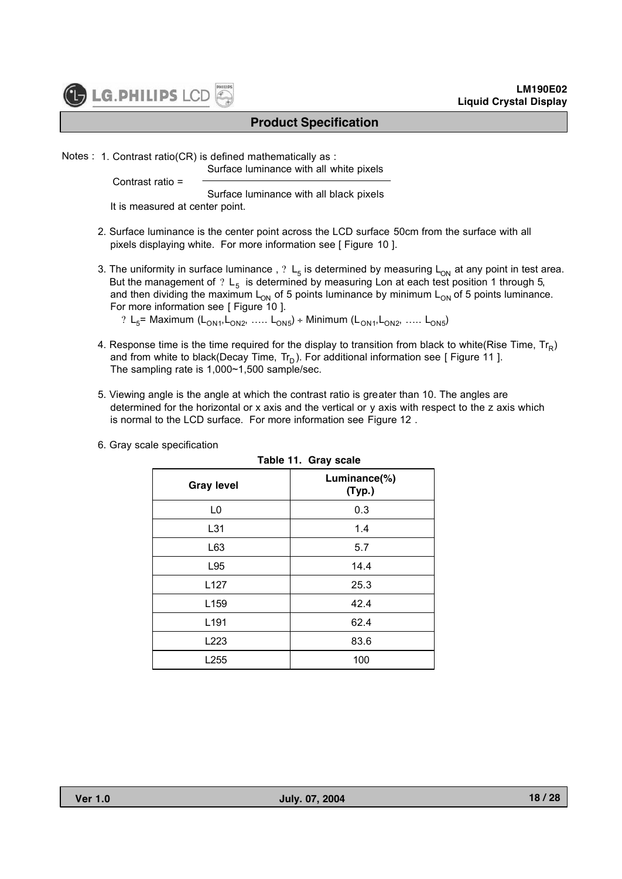Notes : 1. Contrast ratio(CR) is defined mathematically as :

$$\text{Contrast ratio} = \frac{\text{Surface luminance with all white pixels}}{\text{Surface luminance with all black pixels}}$$

It is measured at center point.

2. Surface luminance is the center point across the LCD surface 50cm from the surface with all pixels displaying white. For more information see [ Figure 10 ].

3. The uniformity in surface luminance , ? $L_5$ is determined by measuring $L_{ON}$ at any point in test area. But the management of ? $L_5$ is determined by measuring Lon at each test position 1 through 5, and then dividing the maximum $L_{ON}$ of 5 points luminance by minimum $L_{ON}$ of 5 points luminance. For more information see [ Figure 10 ].

   ? $L_5$= Maximum ($L_{ON1}$,$L_{ON2}$, ….. $L_{ON5}$) ÷ Minimum ($L_{ON1}$,$L_{ON2}$, ….. $L_{ON5}$)

4. Response time is the time required for the display to transition from black to white(Rise Time, $Tr_R$) and from white to black(Decay Time, $Tr_D$). For additional information see [ Figure 11 ]. The sampling rate is 1,000~1,500 sample/sec.

5. Viewing angle is the angle at which the contrast ratio is greater than 10. The angles are determined for the horizontal or x axis and the vertical or y axis with respect to the z axis which is normal to the LCD surface. For more information see Figure 12 .

6. Gray scale specification

**Table 11. Gray scale**

| Gray level | Luminance(%) (Typ.) |
|---|---|
| L0 | 0.3 |
| L31 | 1.4 |
| L63 | 5.7 |
| L95 | 14.4 |
| L127 | 25.3 |
| L159 | 42.4 |
| L191 | 62.4 |
| L223 | 83.6 |
| L255 | 100 |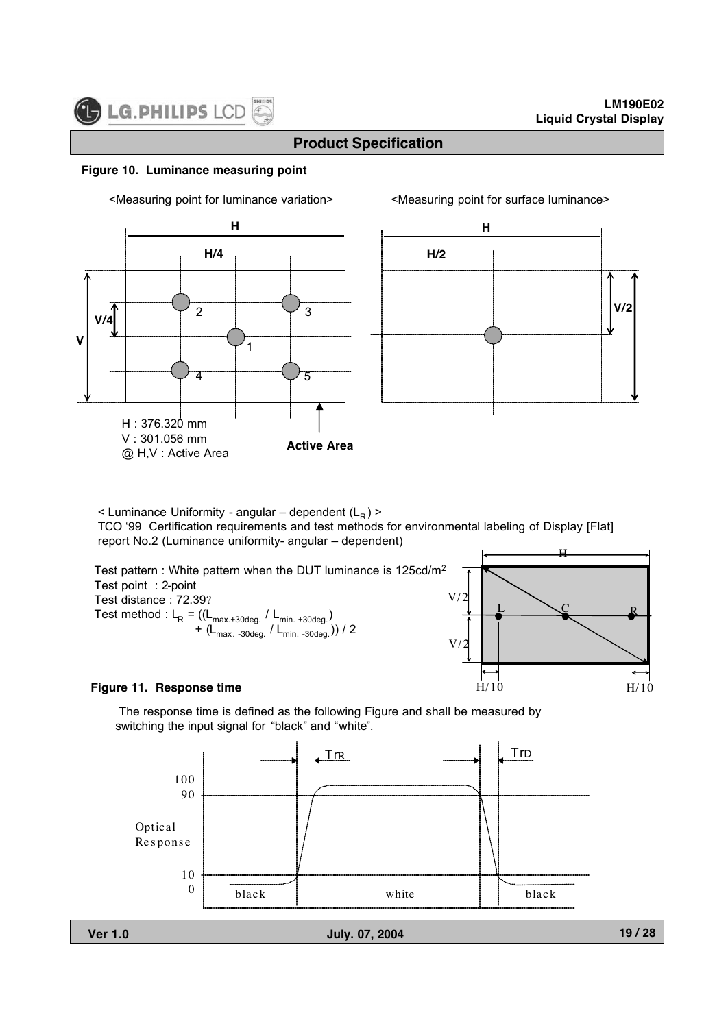## Product Specification

**Figure 10. Luminance measuring point**

<Measuring point for luminance variation> <Measuring point for surface luminance>

H : 376.320 mm
V : 301.056 mm
@ H,V : Active Area

**Active Area**

< Luminance Uniformity - angular – dependent ($L_R$) >

TCO '99 Certification requirements and test methods for environmental labeling of Display [Flat] report No.2 (Luminance uniformity- angular – dependent)

Test pattern : White pattern when the DUT luminance is 125cd/m²
Test point : 2-point
Test distance : 72.39?
Test method : $L_R = ((L_{max.+30deg.} / L_{min.+30deg.}) + (L_{max.-30deg.} / L_{min.-30deg.})) / 2$

**Figure 11. Response time**

The response time is defined as the following Figure and shall be measured by switching the input signal for "black" and "white".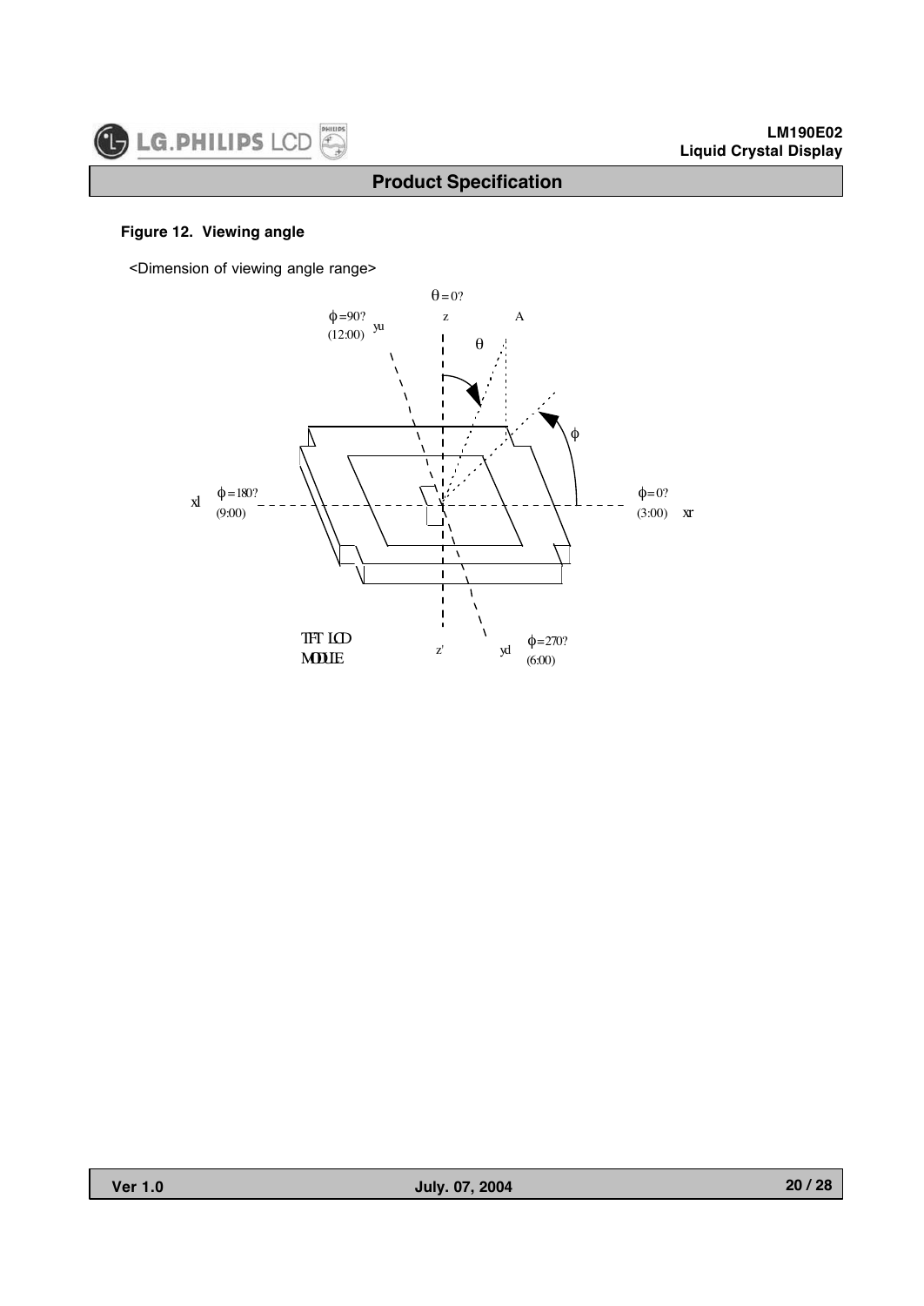**Figure 12. Viewing angle**

<Dimension of viewing angle range>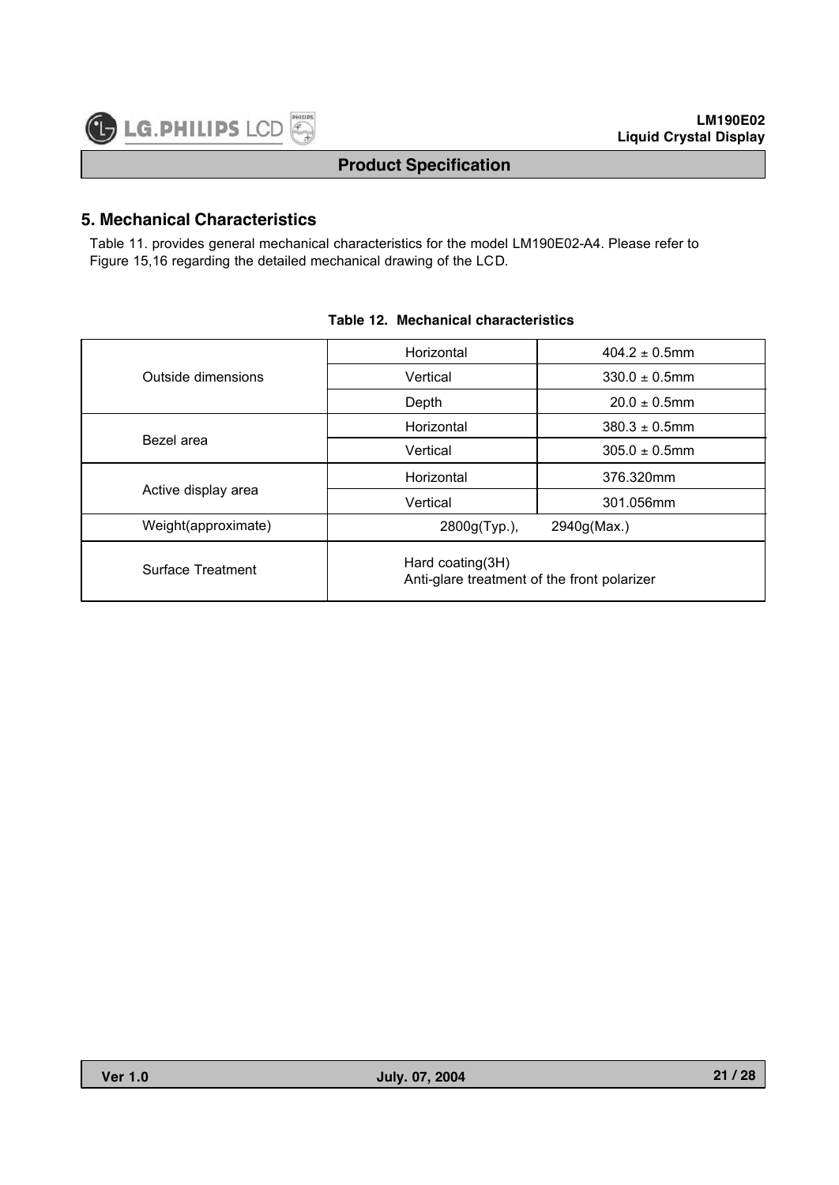## 5. Mechanical Characteristics

Table 11. provides general mechanical characteristics for the model LM190E02-A4. Please refer to Figure 15,16 regarding the detailed mechanical drawing of the LCD.

**Table 12. Mechanical characteristics**

| | | |
|---|---|---|
| Outside dimensions | Horizontal | 404.2 ± 0.5mm |
| | Vertical | 330.0 ± 0.5mm |
| | Depth | 20.0 ± 0.5mm |
| Bezel area | Horizontal | 380.3 ± 0.5mm |
| | Vertical | 305.0 ± 0.5mm |
| Active display area | Horizontal | 376.320mm |
| | Vertical | 301.056mm |
| Weight(approximate) | 2800g(Typ.), 2940g(Max.) | |
| Surface Treatment | Hard coating(3H)<br>Anti-glare treatment of the front polarizer | |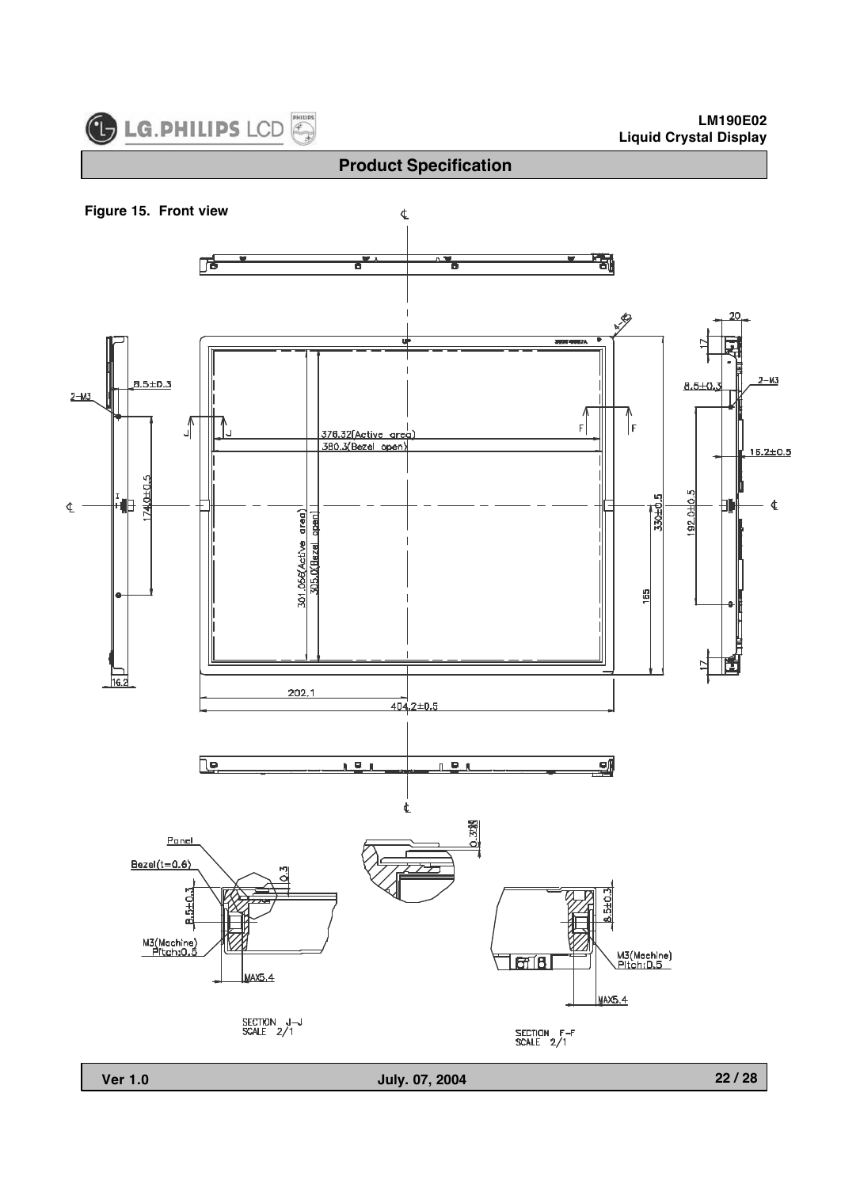# Product Specification

**Figure 15. Front view**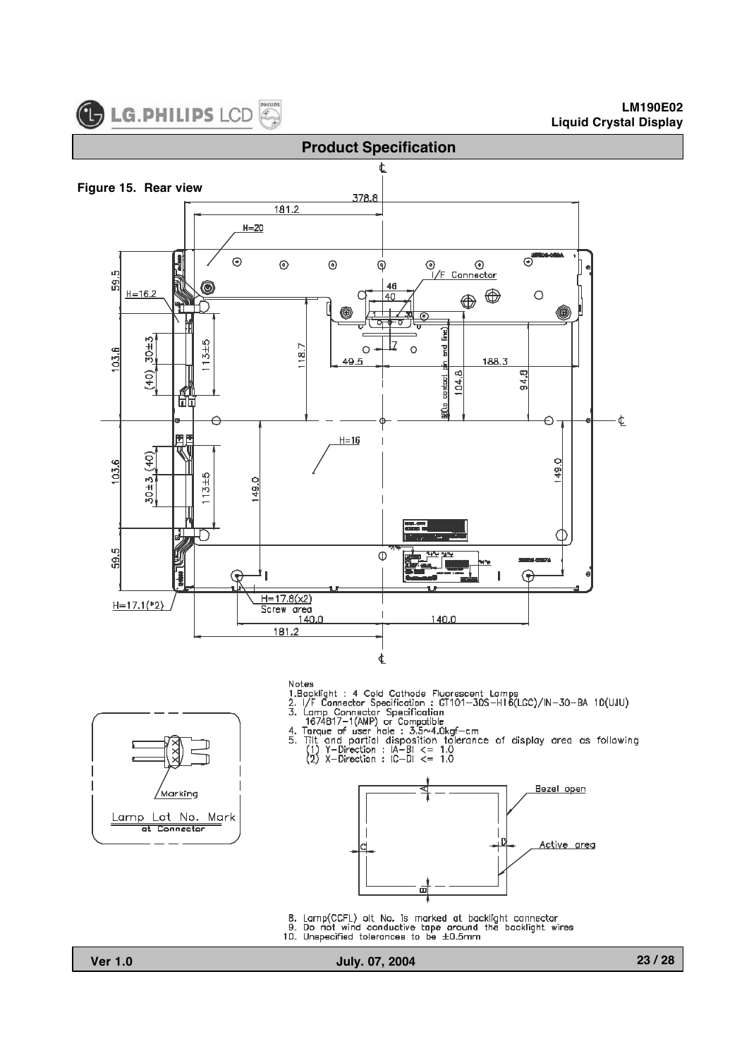## Product Specification

**Figure 15. Rear view**

Notes
1. Backlight : 4 Cold Cathode Fluorescent Lamps
2. I/F Connector Specification : GT101-30S-H16(LGC)/IN-30-BA 10(UJU)
3. Lamp Connector Specification
   1674817-1(AMP) or Compatible
4. Torque of user hole : 3.5~4.0kgf-cm
5. Tilt and partial disposition tolerance of display area as following
   (1) Y-Direction : IA-BI <= 1.0
   (2) X-Direction : IC-DI <= 1.0

8. Lamp(CCFL) alt No. is marked at backlight connector
9. Do not wind conductive tape around the backlight wires
10. Unspecified tolerances to be ±0.5mm

Lamp Lot No. Mark at Connector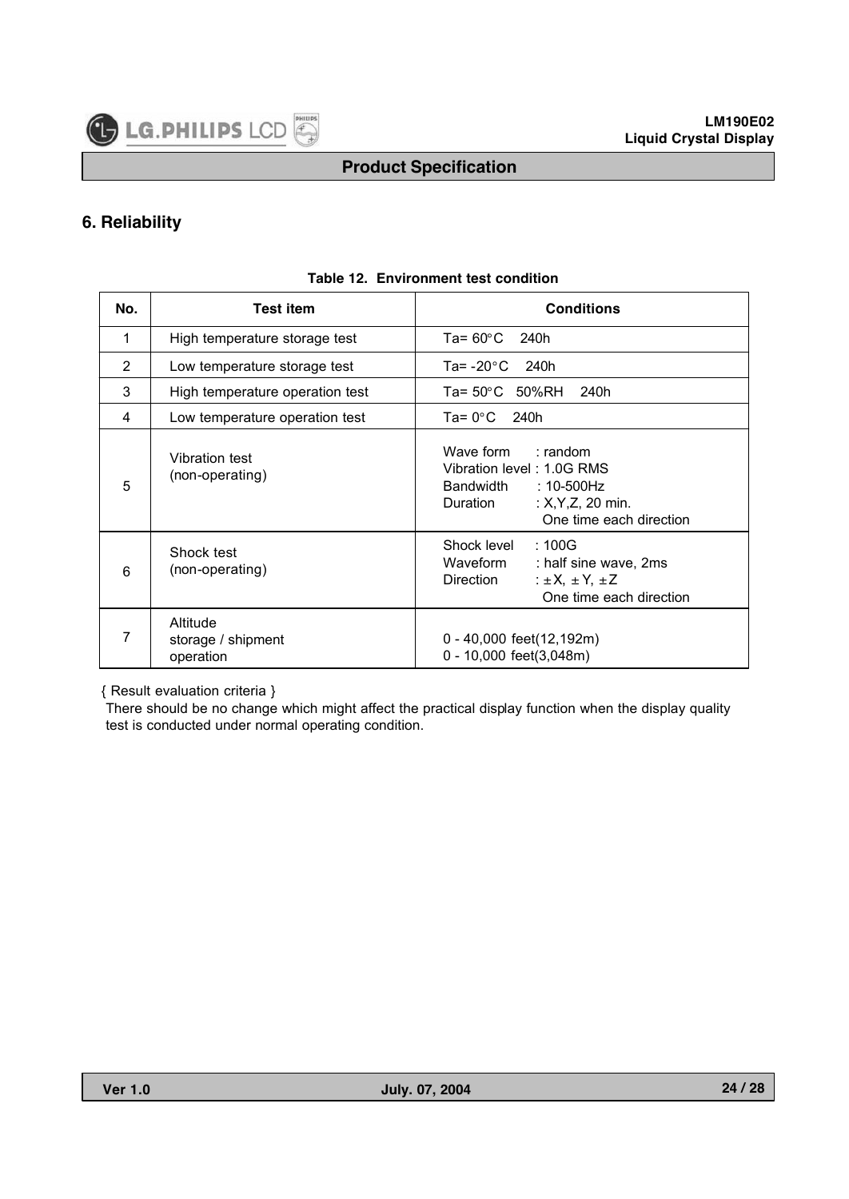## 6. Reliability

**Table 12. Environment test condition**

| No. | Test item | Conditions |
|---|---|---|
| 1 | High temperature storage test | Ta= 60°C 240h |
| 2 | Low temperature storage test | Ta= -20°C 240h |
| 3 | High temperature operation test | Ta= 50°C 50%RH 240h |
| 4 | Low temperature operation test | Ta= 0°C 240h |
| 5 | Vibration test (non-operating) | Wave form : random<br>Vibration level : 1.0G RMS<br>Bandwidth : 10-500Hz<br>Duration : X,Y,Z, 20 min.<br>One time each direction |
| 6 | Shock test (non-operating) | Shock level : 100G<br>Waveform : half sine wave, 2ms<br>Direction : ±X, ±Y, ±Z<br>One time each direction |
| 7 | Altitude<br>storage / shipment<br>operation | 0 - 40,000 feet(12,192m)<br>0 - 10,000 feet(3,048m) |

{ Result evaluation criteria }

There should be no change which might affect the practical display function when the display quality test is conducted under normal operating condition.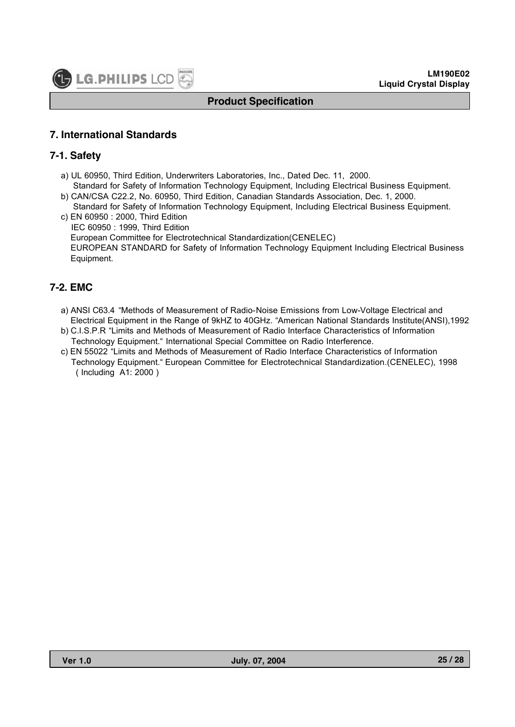# 7. International Standards

## 7-1. Safety

a) UL 60950, Third Edition, Underwriters Laboratories, Inc., Dated Dec. 11, 2000.
Standard for Safety of Information Technology Equipment, Including Electrical Business Equipment.

b) CAN/CSA C22.2, No. 60950, Third Edition, Canadian Standards Association, Dec. 1, 2000.
Standard for Safety of Information Technology Equipment, Including Electrical Business Equipment.

c) EN 60950 : 2000, Third Edition
IEC 60950 : 1999, Third Edition
European Committee for Electrotechnical Standardization(CENELEC)
EUROPEAN STANDARD for Safety of Information Technology Equipment Including Electrical Business Equipment.

## 7-2. EMC

a) ANSI C63.4 "Methods of Measurement of Radio-Noise Emissions from Low-Voltage Electrical and Electrical Equipment in the Range of 9kHZ to 40GHz. "American National Standards Institute(ANSI),1992

b) C.I.S.P.R "Limits and Methods of Measurement of Radio Interface Characteristics of Information Technology Equipment." International Special Committee on Radio Interference.

c) EN 55022 "Limits and Methods of Measurement of Radio Interface Characteristics of Information Technology Equipment." European Committee for Electrotechnical Standardization.(CENELEC), 1998 ( Including A1: 2000 )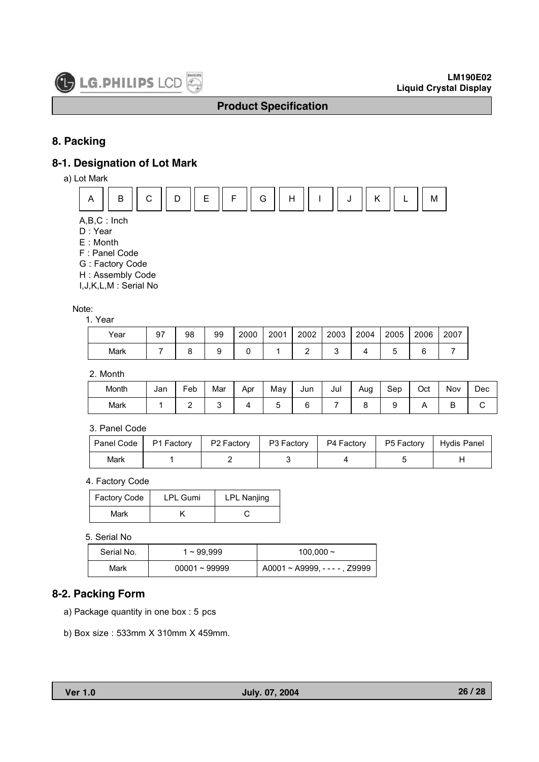# 8. Packing

## 8-1. Designation of Lot Mark

a) Lot Mark

| A | B | C | D | E | F | G | H | I | J | K | L | M |
|---|---|---|---|---|---|---|---|---|---|---|---|---|

A,B,C : Inch
D : Year
E : Month
F : Panel Code
G : Factory Code
H : Assembly Code
I,J,K,L,M : Serial No

Note:

1. Year

| Year | 97 | 98 | 99 | 2000 | 2001 | 2002 | 2003 | 2004 | 2005 | 2006 | 2007 |
|---|---|---|---|---|---|---|---|---|---|---|---|
| Mark | 7 | 8 | 9 | 0 | 1 | 2 | 3 | 4 | 5 | 6 | 7 |

2. Month

| Month | Jan | Feb | Mar | Apr | May | Jun | Jul | Aug | Sep | Oct | Nov | Dec |
|---|---|---|---|---|---|---|---|---|---|---|---|---|
| Mark | 1 | 2 | 3 | 4 | 5 | 6 | 7 | 8 | 9 | A | B | C |

3. Panel Code

| Panel Code | P1 Factory | P2 Factory | P3 Factory | P4 Factory | P5 Factory | Hydis Panel |
|---|---|---|---|---|---|---|
| Mark | 1 | 2 | 3 | 4 | 5 | H |

4. Factory Code

| Factory Code | LPL Gumi | LPL Nanjing |
|---|---|---|
| Mark | K | C |

5. Serial No

| Serial No. | 1 ~ 99,999 | 100,000 ~ |
|---|---|---|
| Mark | 00001 ~ 99999 | A0001 ~ A9999, - - - - , Z9999 |

## 8-2. Packing Form

a) Package quantity in one box : 5 pcs

b) Box size : 533mm X 310mm X 459mm.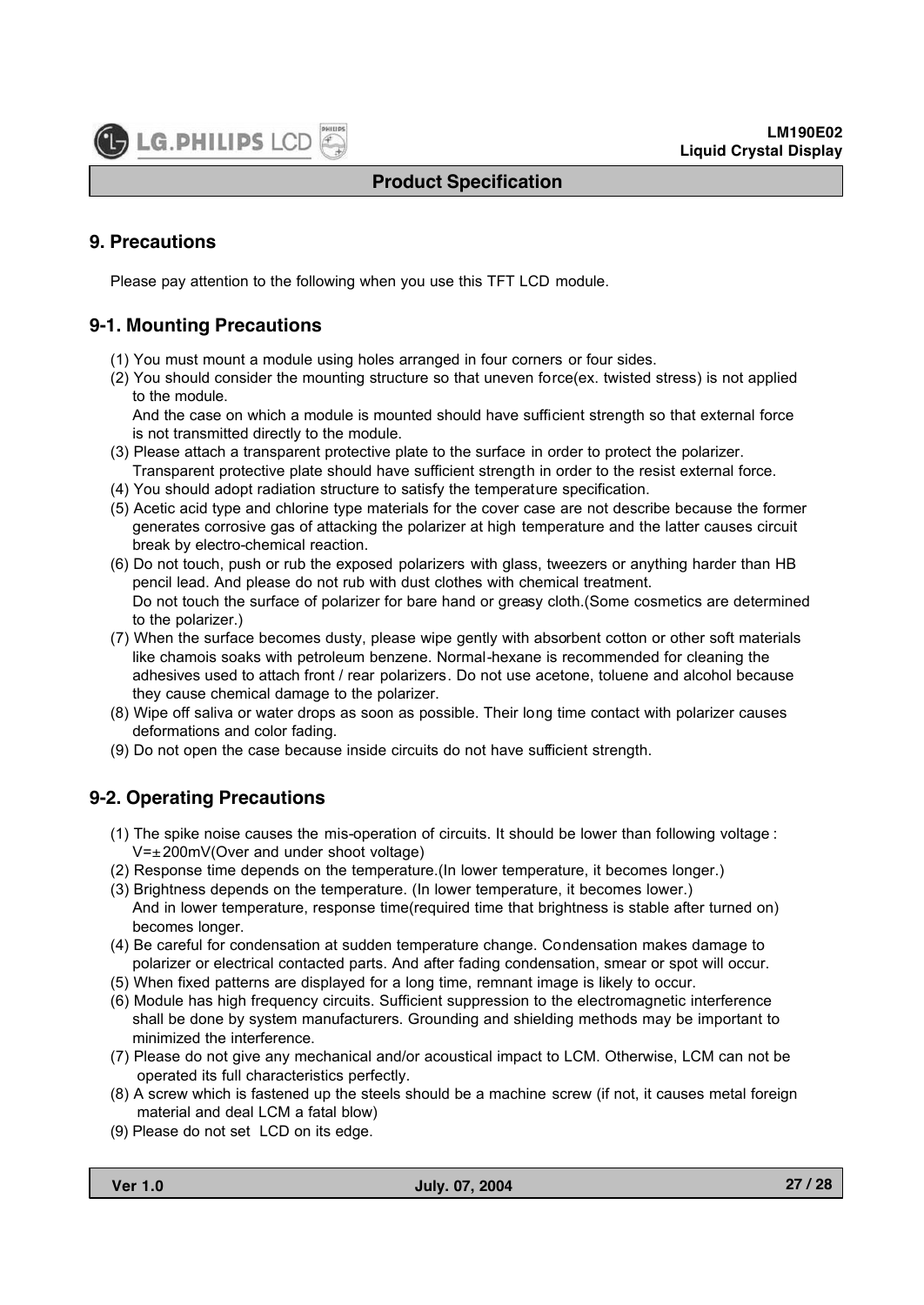# 9. Precautions

Please pay attention to the following when you use this TFT LCD module.

## 9-1. Mounting Precautions

(1) You must mount a module using holes arranged in four corners or four sides.

(2) You should consider the mounting structure so that uneven force(ex. twisted stress) is not applied to the module.
And the case on which a module is mounted should have sufficient strength so that external force is not transmitted directly to the module.

(3) Please attach a transparent protective plate to the surface in order to protect the polarizer.
Transparent protective plate should have sufficient strength in order to the resist external force.

(4) You should adopt radiation structure to satisfy the temperature specification.

(5) Acetic acid type and chlorine type materials for the cover case are not describe because the former generates corrosive gas of attacking the polarizer at high temperature and the latter causes circuit break by electro-chemical reaction.

(6) Do not touch, push or rub the exposed polarizers with glass, tweezers or anything harder than HB pencil lead. And please do not rub with dust clothes with chemical treatment.
Do not touch the surface of polarizer for bare hand or greasy cloth.(Some cosmetics are determined to the polarizer.)

(7) When the surface becomes dusty, please wipe gently with absorbent cotton or other soft materials like chamois soaks with petroleum benzene. Normal-hexane is recommended for cleaning the adhesives used to attach front / rear polarizers. Do not use acetone, toluene and alcohol because they cause chemical damage to the polarizer.

(8) Wipe off saliva or water drops as soon as possible. Their long time contact with polarizer causes deformations and color fading.

(9) Do not open the case because inside circuits do not have sufficient strength.

## 9-2. Operating Precautions

(1) The spike noise causes the mis-operation of circuits. It should be lower than following voltage :
V=±200mV(Over and under shoot voltage)

(2) Response time depends on the temperature.(In lower temperature, it becomes longer.)

(3) Brightness depends on the temperature. (In lower temperature, it becomes lower.)
And in lower temperature, response time(required time that brightness is stable after turned on) becomes longer.

(4) Be careful for condensation at sudden temperature change. Condensation makes damage to polarizer or electrical contacted parts. And after fading condensation, smear or spot will occur.

(5) When fixed patterns are displayed for a long time, remnant image is likely to occur.

(6) Module has high frequency circuits. Sufficient suppression to the electromagnetic interference shall be done by system manufacturers. Grounding and shielding methods may be important to minimized the interference.

(7) Please do not give any mechanical and/or acoustical impact to LCM. Otherwise, LCM can not be operated its full characteristics perfectly.

(8) A screw which is fastened up the steels should be a machine screw (if not, it causes metal foreign material and deal LCM a fatal blow)

(9) Please do not set LCD on its edge.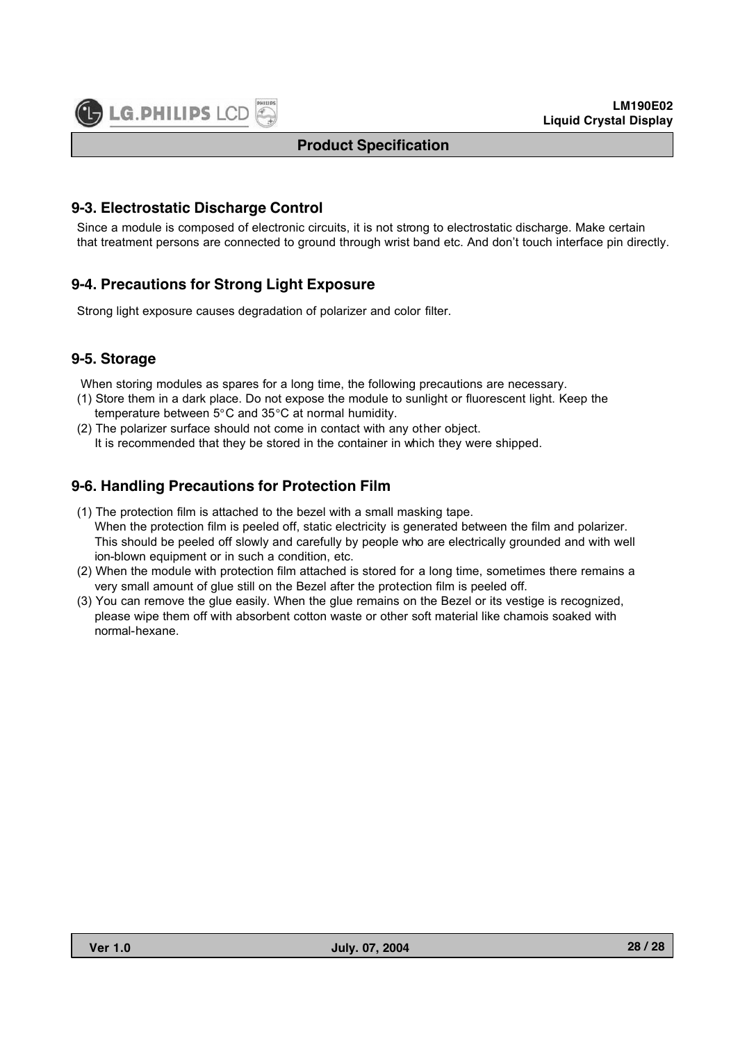## 9-3. Electrostatic Discharge Control

Since a module is composed of electronic circuits, it is not strong to electrostatic discharge. Make certain that treatment persons are connected to ground through wrist band etc. And don't touch interface pin directly.

## 9-4. Precautions for Strong Light Exposure

Strong light exposure causes degradation of polarizer and color filter.

## 9-5. Storage

When storing modules as spares for a long time, the following precautions are necessary.

(1) Store them in a dark place. Do not expose the module to sunlight or fluorescent light. Keep the temperature between 5°C and 35°C at normal humidity.

(2) The polarizer surface should not come in contact with any other object.
It is recommended that they be stored in the container in which they were shipped.

## 9-6. Handling Precautions for Protection Film

(1) The protection film is attached to the bezel with a small masking tape.
When the protection film is peeled off, static electricity is generated between the film and polarizer.
This should be peeled off slowly and carefully by people who are electrically grounded and with well ion-blown equipment or in such a condition, etc.

(2) When the module with protection film attached is stored for a long time, sometimes there remains a very small amount of glue still on the Bezel after the protection film is peeled off.

(3) You can remove the glue easily. When the glue remains on the Bezel or its vestige is recognized, please wipe them off with absorbent cotton waste or other soft material like chamois soaked with normal-hexane.